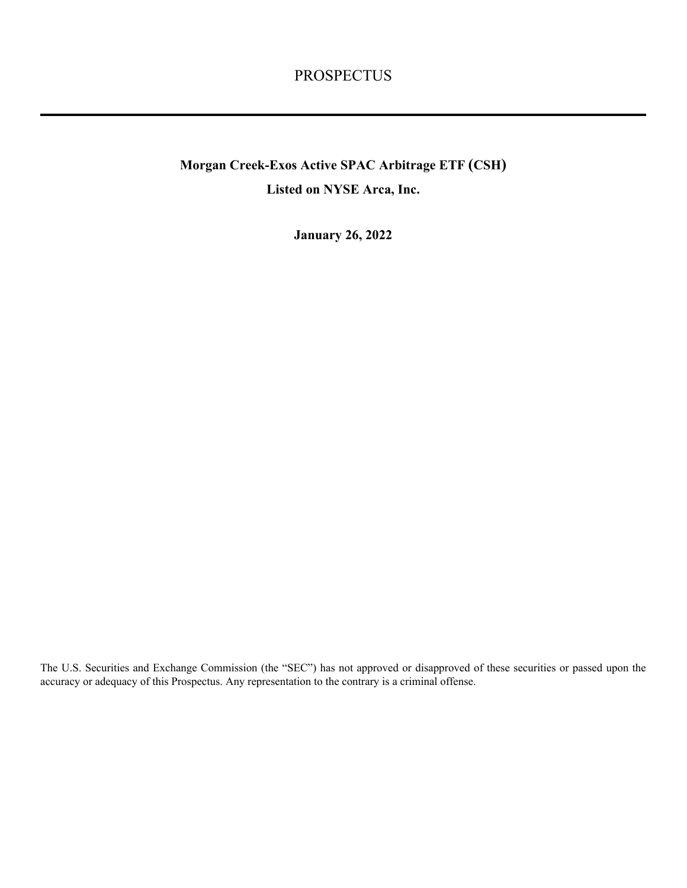# PROSPECTUS

---

**Morgan Creek-Exos Active SPAC Arbitrage ETF (CSH)**

**Listed on NYSE Arca, Inc.**

**January 26, 2022**

The U.S. Securities and Exchange Commission (the "SEC") has not approved or disapproved of these securities or passed upon the accuracy or adequacy of this Prospectus. Any representation to the contrary is a criminal offense.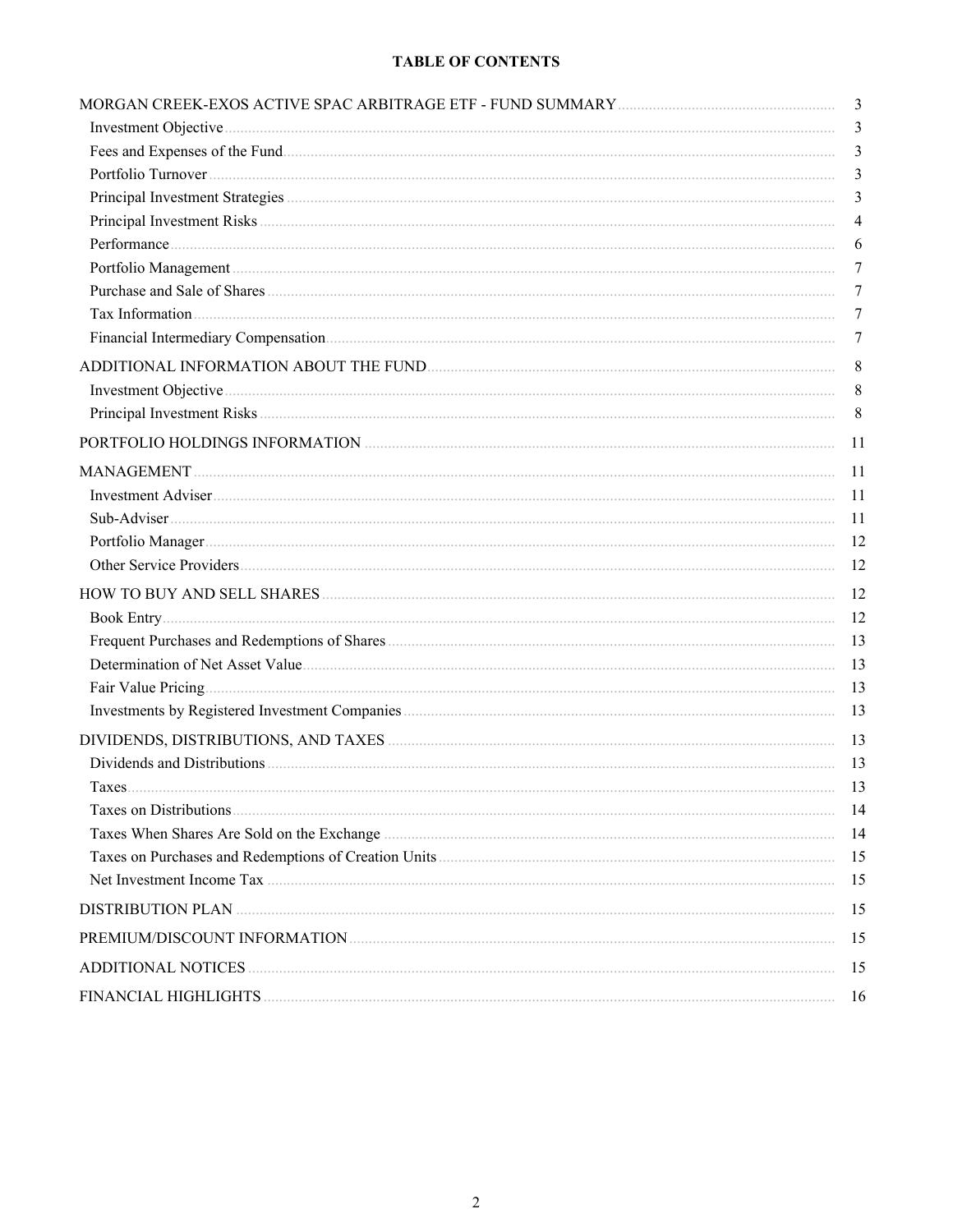# TABLE OF CONTENTS

| | |
|---|---|
| MORGAN CREEK-EXOS ACTIVE SPAC ARBITRAGE ETF - FUND SUMMARY | 3 |
| Investment Objective | 3 |
| Fees and Expenses of the Fund | 3 |
| Portfolio Turnover | 3 |
| Principal Investment Strategies | 3 |
| Principal Investment Risks | 4 |
| Performance | 6 |
| Portfolio Management | 7 |
| Purchase and Sale of Shares | 7 |
| Tax Information | 7 |
| Financial Intermediary Compensation | 7 |
| ADDITIONAL INFORMATION ABOUT THE FUND | 8 |
| Investment Objective | 8 |
| Principal Investment Risks | 8 |
| PORTFOLIO HOLDINGS INFORMATION | 11 |
| MANAGEMENT | 11 |
| Investment Adviser | 11 |
| Sub-Adviser | 11 |
| Portfolio Manager | 12 |
| Other Service Providers | 12 |
| HOW TO BUY AND SELL SHARES | 12 |
| Book Entry | 12 |
| Frequent Purchases and Redemptions of Shares | 13 |
| Determination of Net Asset Value | 13 |
| Fair Value Pricing | 13 |
| Investments by Registered Investment Companies | 13 |
| DIVIDENDS, DISTRIBUTIONS, AND TAXES | 13 |
| Dividends and Distributions | 13 |
| Taxes | 13 |
| Taxes on Distributions | 14 |
| Taxes When Shares Are Sold on the Exchange | 14 |
| Taxes on Purchases and Redemptions of Creation Units | 15 |
| Net Investment Income Tax | 15 |
| DISTRIBUTION PLAN | 15 |
| PREMIUM/DISCOUNT INFORMATION | 15 |
| ADDITIONAL NOTICES | 15 |
| FINANCIAL HIGHLIGHTS | 16 |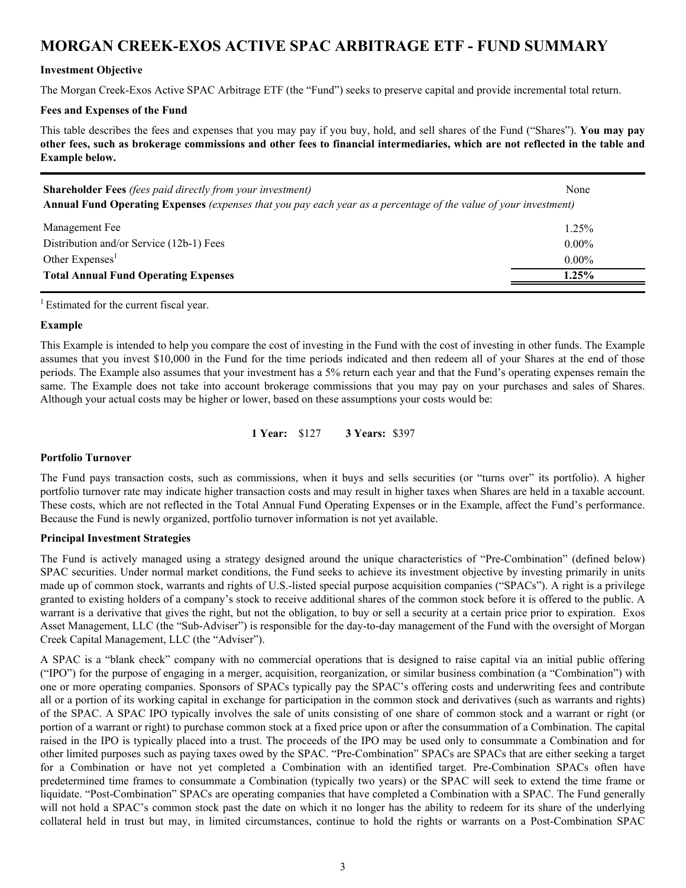# MORGAN CREEK-EXOS ACTIVE SPAC ARBITRAGE ETF - FUND SUMMARY

### Investment Objective

The Morgan Creek-Exos Active SPAC Arbitrage ETF (the "Fund") seeks to preserve capital and provide incremental total return.

### Fees and Expenses of the Fund

This table describes the fees and expenses that you may pay if you buy, hold, and sell shares of the Fund ("Shares"). **You may pay other fees, such as brokerage commissions and other fees to financial intermediaries, which are not reflected in the table and Example below.**

| | |
|---|---|
| **Shareholder Fees** *(fees paid directly from your investment)* | None |
| **Annual Fund Operating Expenses** *(expenses that you pay each year as a percentage of the value of your investment)* | |
| Management Fee | 1.25% |
| Distribution and/or Service (12b-1) Fees | 0.00% |
| Other Expenses[1] | 0.00% |
| **Total Annual Fund Operating Expenses** | **1.25%** |

[1] Estimated for the current fiscal year.

### Example

This Example is intended to help you compare the cost of investing in the Fund with the cost of investing in other funds. The Example assumes that you invest $10,000 in the Fund for the time periods indicated and then redeem all of your Shares at the end of those periods. The Example also assumes that your investment has a 5% return each year and that the Fund's operating expenses remain the same. The Example does not take into account brokerage commissions that you may pay on your purchases and sales of Shares. Although your actual costs may be higher or lower, based on these assumptions your costs would be:

**1 Year:** $127 **3 Years:** $397

### Portfolio Turnover

The Fund pays transaction costs, such as commissions, when it buys and sells securities (or "turns over" its portfolio). A higher portfolio turnover rate may indicate higher transaction costs and may result in higher taxes when Shares are held in a taxable account. These costs, which are not reflected in the Total Annual Fund Operating Expenses or in the Example, affect the Fund's performance. Because the Fund is newly organized, portfolio turnover information is not yet available.

### Principal Investment Strategies

The Fund is actively managed using a strategy designed around the unique characteristics of "Pre-Combination" (defined below) SPAC securities. Under normal market conditions, the Fund seeks to achieve its investment objective by investing primarily in units made up of common stock, warrants and rights of U.S.-listed special purpose acquisition companies ("SPACs"). A right is a privilege granted to existing holders of a company's stock to receive additional shares of the common stock before it is offered to the public. A warrant is a derivative that gives the right, but not the obligation, to buy or sell a security at a certain price prior to expiration. Exos Asset Management, LLC (the "Sub-Adviser") is responsible for the day-to-day management of the Fund with the oversight of Morgan Creek Capital Management, LLC (the "Adviser").

A SPAC is a "blank check" company with no commercial operations that is designed to raise capital via an initial public offering ("IPO") for the purpose of engaging in a merger, acquisition, reorganization, or similar business combination (a "Combination") with one or more operating companies. Sponsors of SPACs typically pay the SPAC's offering costs and underwriting fees and contribute all or a portion of its working capital in exchange for participation in the common stock and derivatives (such as warrants and rights) of the SPAC. A SPAC IPO typically involves the sale of units consisting of one share of common stock and a warrant or right (or portion of a warrant or right) to purchase common stock at a fixed price upon or after the consummation of a Combination. The capital raised in the IPO is typically placed into a trust. The proceeds of the IPO may be used only to consummate a Combination and for other limited purposes such as paying taxes owed by the SPAC. "Pre-Combination" SPACs are SPACs that are either seeking a target for a Combination or have not yet completed a Combination with an identified target. Pre-Combination SPACs often have predetermined time frames to consummate a Combination (typically two years) or the SPAC will seek to extend the time frame or liquidate. "Post-Combination" SPACs are operating companies that have completed a Combination with a SPAC. The Fund generally will not hold a SPAC's common stock past the date on which it no longer has the ability to redeem for its share of the underlying collateral held in trust but may, in limited circumstances, continue to hold the rights or warrants on a Post-Combination SPAC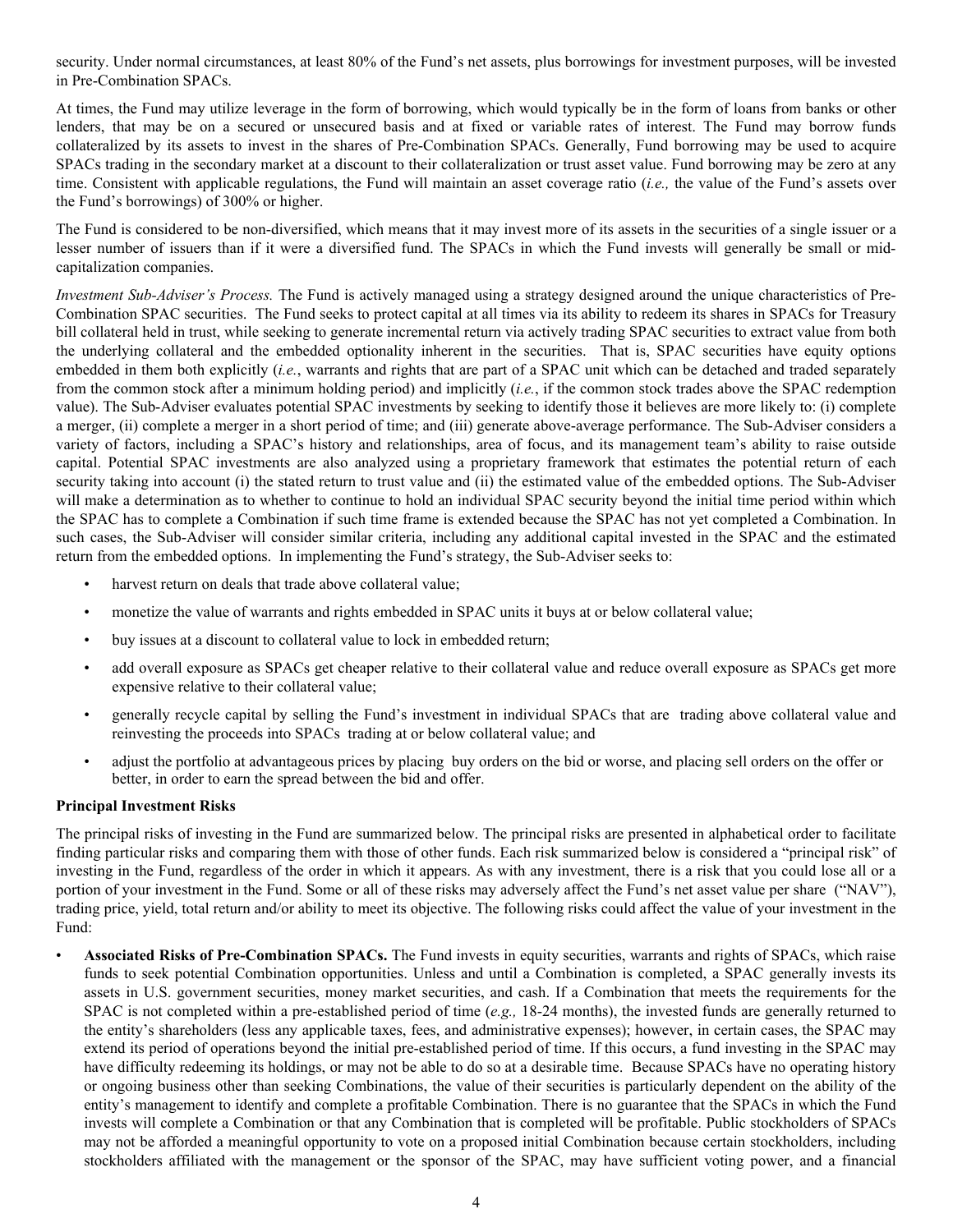security. Under normal circumstances, at least 80% of the Fund's net assets, plus borrowings for investment purposes, will be invested in Pre-Combination SPACs.

At times, the Fund may utilize leverage in the form of borrowing, which would typically be in the form of loans from banks or other lenders, that may be on a secured or unsecured basis and at fixed or variable rates of interest. The Fund may borrow funds collateralized by its assets to invest in the shares of Pre-Combination SPACs. Generally, Fund borrowing may be used to acquire SPACs trading in the secondary market at a discount to their collateralization or trust asset value. Fund borrowing may be zero at any time. Consistent with applicable regulations, the Fund will maintain an asset coverage ratio (*i.e.,* the value of the Fund's assets over the Fund's borrowings) of 300% or higher.

The Fund is considered to be non-diversified, which means that it may invest more of its assets in the securities of a single issuer or a lesser number of issuers than if it were a diversified fund. The SPACs in which the Fund invests will generally be small or mid-capitalization companies.

*Investment Sub-Adviser's Process.* The Fund is actively managed using a strategy designed around the unique characteristics of Pre-Combination SPAC securities. The Fund seeks to protect capital at all times via its ability to redeem its shares in SPACs for Treasury bill collateral held in trust, while seeking to generate incremental return via actively trading SPAC securities to extract value from both the underlying collateral and the embedded optionality inherent in the securities. That is, SPAC securities have equity options embedded in them both explicitly (*i.e.*, warrants and rights that are part of a SPAC unit which can be detached and traded separately from the common stock after a minimum holding period) and implicitly (*i.e.*, if the common stock trades above the SPAC redemption value). The Sub-Adviser evaluates potential SPAC investments by seeking to identify those it believes are more likely to: (i) complete a merger, (ii) complete a merger in a short period of time; and (iii) generate above-average performance. The Sub-Adviser considers a variety of factors, including a SPAC's history and relationships, area of focus, and its management team's ability to raise outside capital. Potential SPAC investments are also analyzed using a proprietary framework that estimates the potential return of each security taking into account (i) the stated return to trust value and (ii) the estimated value of the embedded options. The Sub-Adviser will make a determination as to whether to continue to hold an individual SPAC security beyond the initial time period within which the SPAC has to complete a Combination if such time frame is extended because the SPAC has not yet completed a Combination. In such cases, the Sub-Adviser will consider similar criteria, including any additional capital invested in the SPAC and the estimated return from the embedded options. In implementing the Fund's strategy, the Sub-Adviser seeks to:

- harvest return on deals that trade above collateral value;
- monetize the value of warrants and rights embedded in SPAC units it buys at or below collateral value;
- buy issues at a discount to collateral value to lock in embedded return;
- add overall exposure as SPACs get cheaper relative to their collateral value and reduce overall exposure as SPACs get more expensive relative to their collateral value;
- generally recycle capital by selling the Fund's investment in individual SPACs that are trading above collateral value and reinvesting the proceeds into SPACs trading at or below collateral value; and
- adjust the portfolio at advantageous prices by placing buy orders on the bid or worse, and placing sell orders on the offer or better, in order to earn the spread between the bid and offer.

**Principal Investment Risks**

The principal risks of investing in the Fund are summarized below. The principal risks are presented in alphabetical order to facilitate finding particular risks and comparing them with those of other funds. Each risk summarized below is considered a "principal risk" of investing in the Fund, regardless of the order in which it appears. As with any investment, there is a risk that you could lose all or a portion of your investment in the Fund. Some or all of these risks may adversely affect the Fund's net asset value per share ("NAV"), trading price, yield, total return and/or ability to meet its objective. The following risks could affect the value of your investment in the Fund:

- **Associated Risks of Pre-Combination SPACs.** The Fund invests in equity securities, warrants and rights of SPACs, which raise funds to seek potential Combination opportunities. Unless and until a Combination is completed, a SPAC generally invests its assets in U.S. government securities, money market securities, and cash. If a Combination that meets the requirements for the SPAC is not completed within a pre-established period of time (*e.g.,* 18-24 months), the invested funds are generally returned to the entity's shareholders (less any applicable taxes, fees, and administrative expenses); however, in certain cases, the SPAC may extend its period of operations beyond the initial pre-established period of time. If this occurs, a fund investing in the SPAC may have difficulty redeeming its holdings, or may not be able to do so at a desirable time. Because SPACs have no operating history or ongoing business other than seeking Combinations, the value of their securities is particularly dependent on the ability of the entity's management to identify and complete a profitable Combination. There is no guarantee that the SPACs in which the Fund invests will complete a Combination or that any Combination that is completed will be profitable. Public stockholders of SPACs may not be afforded a meaningful opportunity to vote on a proposed initial Combination because certain stockholders, including stockholders affiliated with the management or the sponsor of the SPAC, may have sufficient voting power, and a financial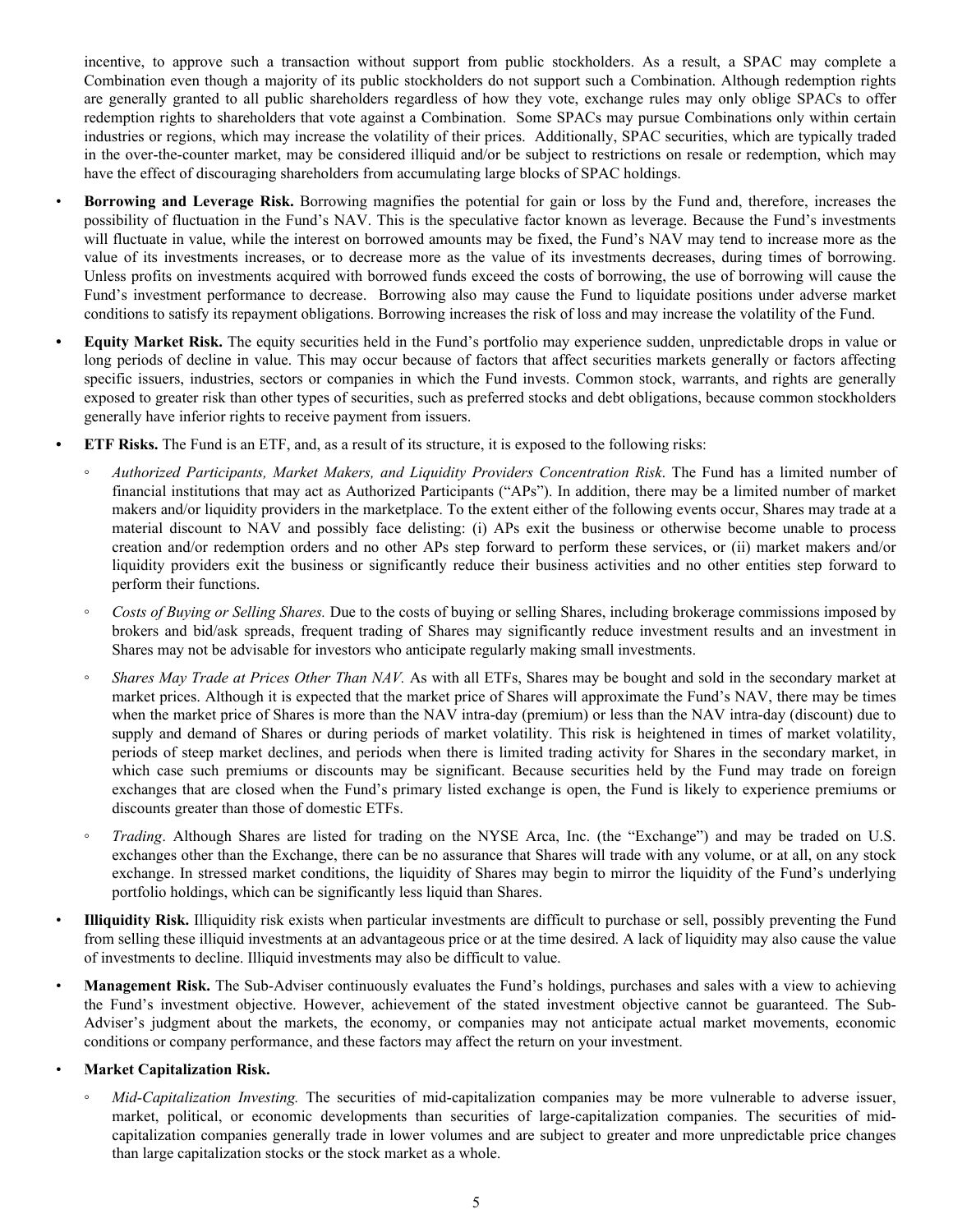incentive, to approve such a transaction without support from public stockholders. As a result, a SPAC may complete a Combination even though a majority of its public stockholders do not support such a Combination. Although redemption rights are generally granted to all public shareholders regardless of how they vote, exchange rules may only oblige SPACs to offer redemption rights to shareholders that vote against a Combination. Some SPACs may pursue Combinations only within certain industries or regions, which may increase the volatility of their prices. Additionally, SPAC securities, which are typically traded in the over-the-counter market, may be considered illiquid and/or be subject to restrictions on resale or redemption, which may have the effect of discouraging shareholders from accumulating large blocks of SPAC holdings.

- **Borrowing and Leverage Risk.** Borrowing magnifies the potential for gain or loss by the Fund and, therefore, increases the possibility of fluctuation in the Fund's NAV. This is the speculative factor known as leverage. Because the Fund's investments will fluctuate in value, while the interest on borrowed amounts may be fixed, the Fund's NAV may tend to increase more as the value of its investments increases, or to decrease more as the value of its investments decreases, during times of borrowing. Unless profits on investments acquired with borrowed funds exceed the costs of borrowing, the use of borrowing will cause the Fund's investment performance to decrease. Borrowing also may cause the Fund to liquidate positions under adverse market conditions to satisfy its repayment obligations. Borrowing increases the risk of loss and may increase the volatility of the Fund.

- **Equity Market Risk.** The equity securities held in the Fund's portfolio may experience sudden, unpredictable drops in value or long periods of decline in value. This may occur because of factors that affect securities markets generally or factors affecting specific issuers, industries, sectors or companies in which the Fund invests. Common stock, warrants, and rights are generally exposed to greater risk than other types of securities, such as preferred stocks and debt obligations, because common stockholders generally have inferior rights to receive payment from issuers.

- **ETF Risks.** The Fund is an ETF, and, as a result of its structure, it is exposed to the following risks:

  - *Authorized Participants, Market Makers, and Liquidity Providers Concentration Risk*. The Fund has a limited number of financial institutions that may act as Authorized Participants ("APs"). In addition, there may be a limited number of market makers and/or liquidity providers in the marketplace. To the extent either of the following events occur, Shares may trade at a material discount to NAV and possibly face delisting: (i) APs exit the business or otherwise become unable to process creation and/or redemption orders and no other APs step forward to perform these services, or (ii) market makers and/or liquidity providers exit the business or significantly reduce their business activities and no other entities step forward to perform their functions.

  - *Costs of Buying or Selling Shares.* Due to the costs of buying or selling Shares, including brokerage commissions imposed by brokers and bid/ask spreads, frequent trading of Shares may significantly reduce investment results and an investment in Shares may not be advisable for investors who anticipate regularly making small investments.

  - *Shares May Trade at Prices Other Than NAV.* As with all ETFs, Shares may be bought and sold in the secondary market at market prices. Although it is expected that the market price of Shares will approximate the Fund's NAV, there may be times when the market price of Shares is more than the NAV intra-day (premium) or less than the NAV intra-day (discount) due to supply and demand of Shares or during periods of market volatility. This risk is heightened in times of market volatility, periods of steep market declines, and periods when there is limited trading activity for Shares in the secondary market, in which case such premiums or discounts may be significant. Because securities held by the Fund may trade on foreign exchanges that are closed when the Fund's primary listed exchange is open, the Fund is likely to experience premiums or discounts greater than those of domestic ETFs.

  - *Trading*. Although Shares are listed for trading on the NYSE Arca, Inc. (the "Exchange") and may be traded on U.S. exchanges other than the Exchange, there can be no assurance that Shares will trade with any volume, or at all, on any stock exchange. In stressed market conditions, the liquidity of Shares may begin to mirror the liquidity of the Fund's underlying portfolio holdings, which can be significantly less liquid than Shares.

- **Illiquidity Risk.** Illiquidity risk exists when particular investments are difficult to purchase or sell, possibly preventing the Fund from selling these illiquid investments at an advantageous price or at the time desired. A lack of liquidity may also cause the value of investments to decline. Illiquid investments may also be difficult to value.

- **Management Risk.** The Sub-Adviser continuously evaluates the Fund's holdings, purchases and sales with a view to achieving the Fund's investment objective. However, achievement of the stated investment objective cannot be guaranteed. The Sub-Adviser's judgment about the markets, the economy, or companies may not anticipate actual market movements, economic conditions or company performance, and these factors may affect the return on your investment.

- **Market Capitalization Risk.**

  - *Mid-Capitalization Investing.* The securities of mid-capitalization companies may be more vulnerable to adverse issuer, market, political, or economic developments than securities of large-capitalization companies. The securities of mid-capitalization companies generally trade in lower volumes and are subject to greater and more unpredictable price changes than large capitalization stocks or the stock market as a whole.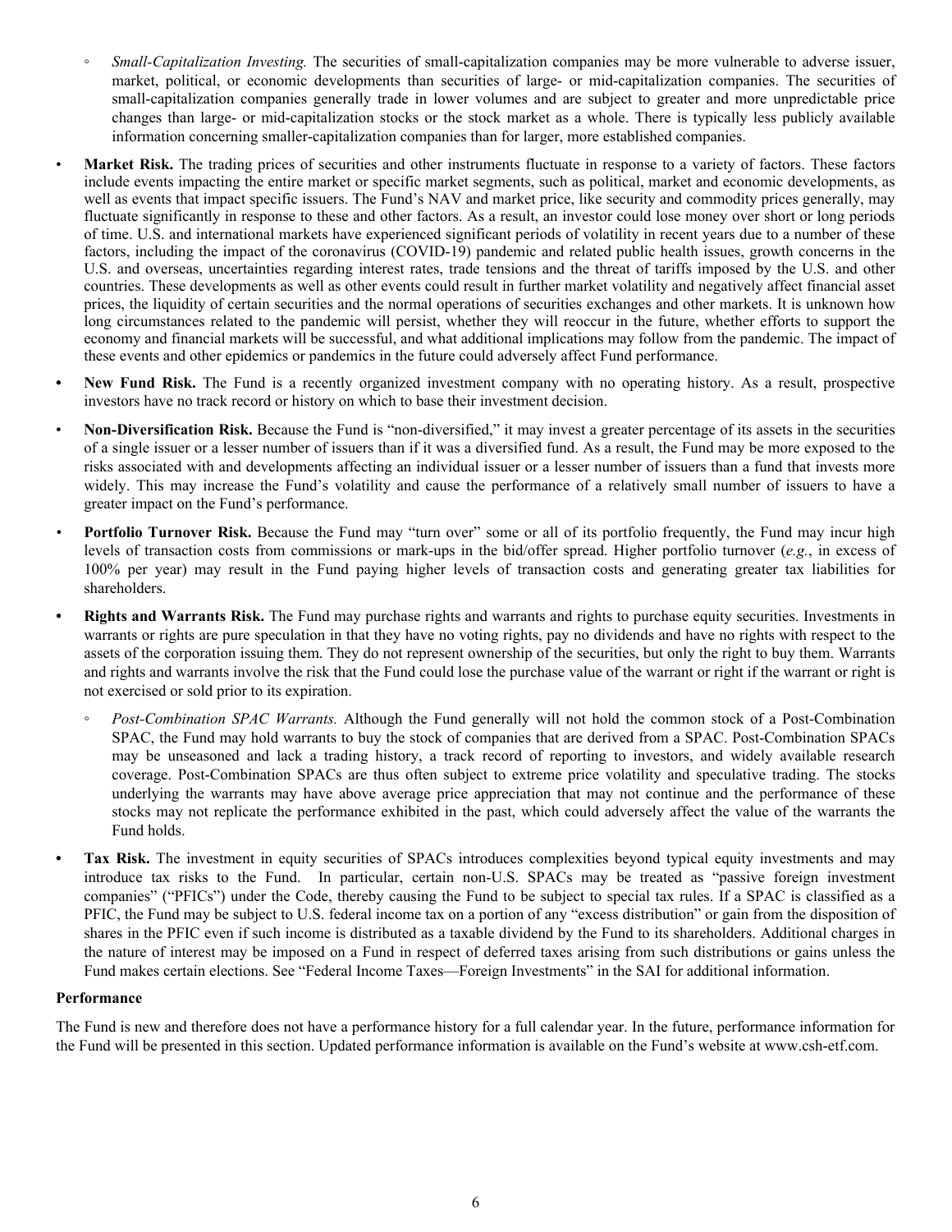- *Small-Capitalization Investing.* The securities of small-capitalization companies may be more vulnerable to adverse issuer, market, political, or economic developments than securities of large- or mid-capitalization companies. The securities of small-capitalization companies generally trade in lower volumes and are subject to greater and more unpredictable price changes than large- or mid-capitalization stocks or the stock market as a whole. There is typically less publicly available information concerning smaller-capitalization companies than for larger, more established companies.

- **Market Risk.** The trading prices of securities and other instruments fluctuate in response to a variety of factors. These factors include events impacting the entire market or specific market segments, such as political, market and economic developments, as well as events that impact specific issuers. The Fund's NAV and market price, like security and commodity prices generally, may fluctuate significantly in response to these and other factors. As a result, an investor could lose money over short or long periods of time. U.S. and international markets have experienced significant periods of volatility in recent years due to a number of these factors, including the impact of the coronavirus (COVID-19) pandemic and related public health issues, growth concerns in the U.S. and overseas, uncertainties regarding interest rates, trade tensions and the threat of tariffs imposed by the U.S. and other countries. These developments as well as other events could result in further market volatility and negatively affect financial asset prices, the liquidity of certain securities and the normal operations of securities exchanges and other markets. It is unknown how long circumstances related to the pandemic will persist, whether they will reoccur in the future, whether efforts to support the economy and financial markets will be successful, and what additional implications may follow from the pandemic. The impact of these events and other epidemics or pandemics in the future could adversely affect Fund performance.

- **New Fund Risk.** The Fund is a recently organized investment company with no operating history. As a result, prospective investors have no track record or history on which to base their investment decision.

- **Non-Diversification Risk.** Because the Fund is "non-diversified," it may invest a greater percentage of its assets in the securities of a single issuer or a lesser number of issuers than if it was a diversified fund. As a result, the Fund may be more exposed to the risks associated with and developments affecting an individual issuer or a lesser number of issuers than a fund that invests more widely. This may increase the Fund's volatility and cause the performance of a relatively small number of issuers to have a greater impact on the Fund's performance.

- **Portfolio Turnover Risk.** Because the Fund may "turn over" some or all of its portfolio frequently, the Fund may incur high levels of transaction costs from commissions or mark-ups in the bid/offer spread. Higher portfolio turnover (*e.g.*, in excess of 100% per year) may result in the Fund paying higher levels of transaction costs and generating greater tax liabilities for shareholders.

- **Rights and Warrants Risk.** The Fund may purchase rights and warrants and rights to purchase equity securities. Investments in warrants or rights are pure speculation in that they have no voting rights, pay no dividends and have no rights with respect to the assets of the corporation issuing them. They do not represent ownership of the securities, but only the right to buy them. Warrants and rights and warrants involve the risk that the Fund could lose the purchase value of the warrant or right if the warrant or right is not exercised or sold prior to its expiration.

  - *Post-Combination SPAC Warrants.* Although the Fund generally will not hold the common stock of a Post-Combination SPAC, the Fund may hold warrants to buy the stock of companies that are derived from a SPAC. Post-Combination SPACs may be unseasoned and lack a trading history, a track record of reporting to investors, and widely available research coverage. Post-Combination SPACs are thus often subject to extreme price volatility and speculative trading. The stocks underlying the warrants may have above average price appreciation that may not continue and the performance of these stocks may not replicate the performance exhibited in the past, which could adversely affect the value of the warrants the Fund holds.

- **Tax Risk.** The investment in equity securities of SPACs introduces complexities beyond typical equity investments and may introduce tax risks to the Fund. In particular, certain non-U.S. SPACs may be treated as "passive foreign investment companies" ("PFICs") under the Code, thereby causing the Fund to be subject to special tax rules. If a SPAC is classified as a PFIC, the Fund may be subject to U.S. federal income tax on a portion of any "excess distribution" or gain from the disposition of shares in the PFIC even if such income is distributed as a taxable dividend by the Fund to its shareholders. Additional charges in the nature of interest may be imposed on a Fund in respect of deferred taxes arising from such distributions or gains unless the Fund makes certain elections. See "Federal Income Taxes—Foreign Investments" in the SAI for additional information.

**Performance**

The Fund is new and therefore does not have a performance history for a full calendar year. In the future, performance information for the Fund will be presented in this section. Updated performance information is available on the Fund's website at www.csh-etf.com.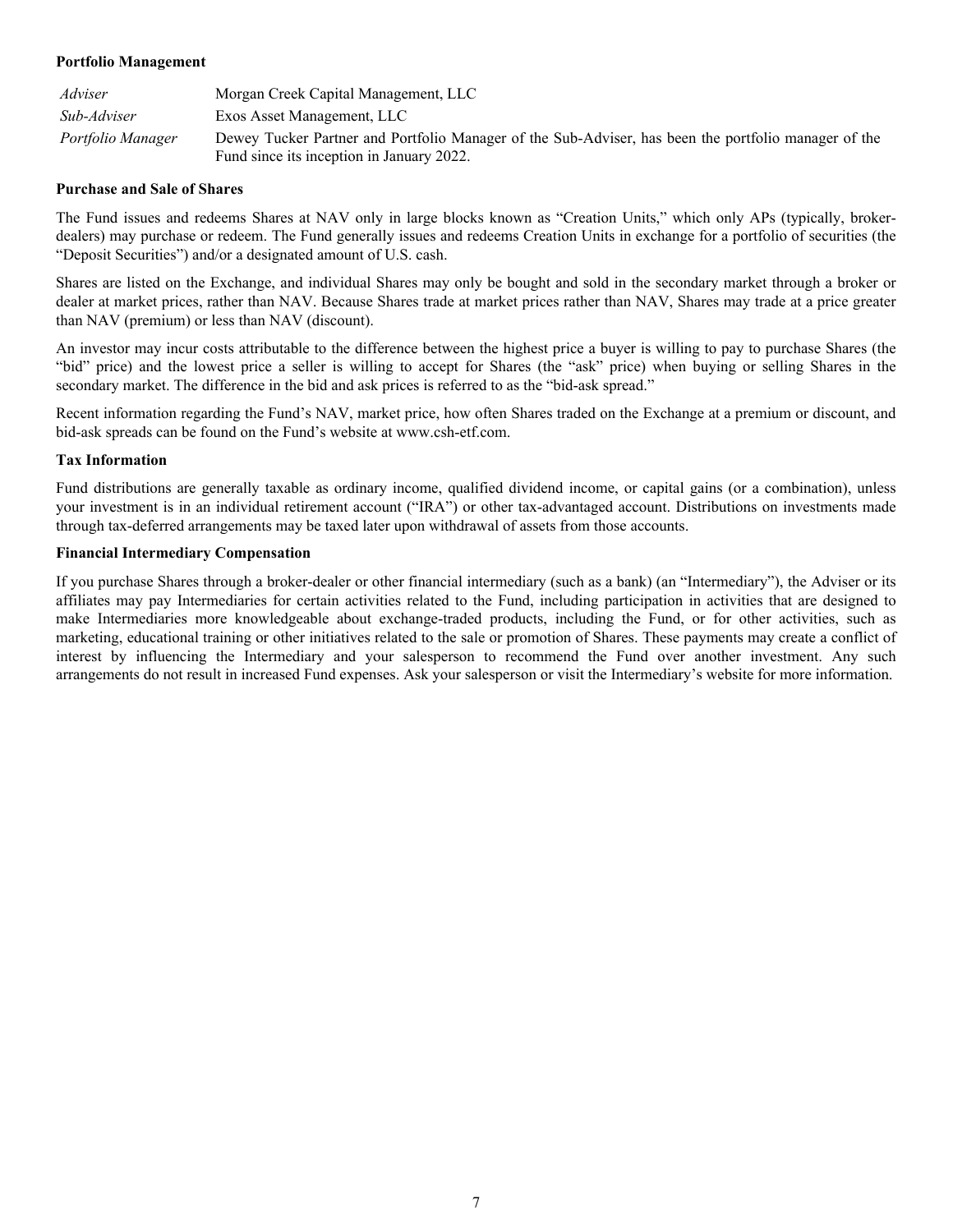**Portfolio Management**

| | |
|---|---|
| *Adviser* | Morgan Creek Capital Management, LLC |
| *Sub-Adviser* | Exos Asset Management, LLC |
| *Portfolio Manager* | Dewey Tucker Partner and Portfolio Manager of the Sub-Adviser, has been the portfolio manager of the Fund since its inception in January 2022. |

**Purchase and Sale of Shares**

The Fund issues and redeems Shares at NAV only in large blocks known as "Creation Units," which only APs (typically, broker-dealers) may purchase or redeem. The Fund generally issues and redeems Creation Units in exchange for a portfolio of securities (the "Deposit Securities") and/or a designated amount of U.S. cash.

Shares are listed on the Exchange, and individual Shares may only be bought and sold in the secondary market through a broker or dealer at market prices, rather than NAV. Because Shares trade at market prices rather than NAV, Shares may trade at a price greater than NAV (premium) or less than NAV (discount).

An investor may incur costs attributable to the difference between the highest price a buyer is willing to pay to purchase Shares (the "bid" price) and the lowest price a seller is willing to accept for Shares (the "ask" price) when buying or selling Shares in the secondary market. The difference in the bid and ask prices is referred to as the "bid-ask spread."

Recent information regarding the Fund's NAV, market price, how often Shares traded on the Exchange at a premium or discount, and bid-ask spreads can be found on the Fund's website at www.csh-etf.com.

**Tax Information**

Fund distributions are generally taxable as ordinary income, qualified dividend income, or capital gains (or a combination), unless your investment is in an individual retirement account ("IRA") or other tax-advantaged account. Distributions on investments made through tax-deferred arrangements may be taxed later upon withdrawal of assets from those accounts.

**Financial Intermediary Compensation**

If you purchase Shares through a broker-dealer or other financial intermediary (such as a bank) (an "Intermediary"), the Adviser or its affiliates may pay Intermediaries for certain activities related to the Fund, including participation in activities that are designed to make Intermediaries more knowledgeable about exchange-traded products, including the Fund, or for other activities, such as marketing, educational training or other initiatives related to the sale or promotion of Shares. These payments may create a conflict of interest by influencing the Intermediary and your salesperson to recommend the Fund over another investment. Any such arrangements do not result in increased Fund expenses. Ask your salesperson or visit the Intermediary's website for more information.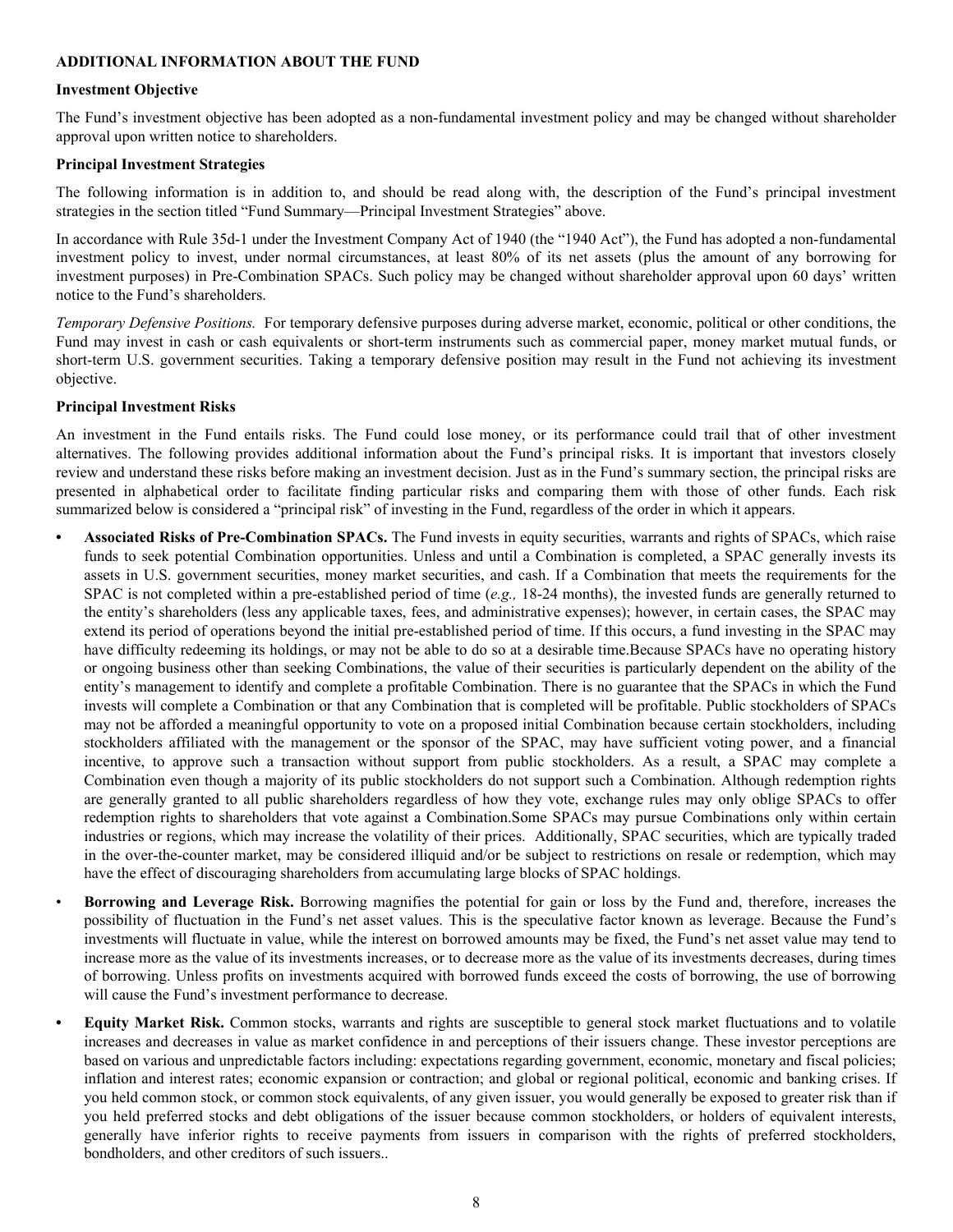**ADDITIONAL INFORMATION ABOUT THE FUND**

**Investment Objective**

The Fund's investment objective has been adopted as a non-fundamental investment policy and may be changed without shareholder approval upon written notice to shareholders.

**Principal Investment Strategies**

The following information is in addition to, and should be read along with, the description of the Fund's principal investment strategies in the section titled "Fund Summary—Principal Investment Strategies" above.

In accordance with Rule 35d-1 under the Investment Company Act of 1940 (the "1940 Act"), the Fund has adopted a non-fundamental investment policy to invest, under normal circumstances, at least 80% of its net assets (plus the amount of any borrowing for investment purposes) in Pre-Combination SPACs. Such policy may be changed without shareholder approval upon 60 days' written notice to the Fund's shareholders.

*Temporary Defensive Positions.* For temporary defensive purposes during adverse market, economic, political or other conditions, the Fund may invest in cash or cash equivalents or short-term instruments such as commercial paper, money market mutual funds, or short-term U.S. government securities. Taking a temporary defensive position may result in the Fund not achieving its investment objective.

**Principal Investment Risks**

An investment in the Fund entails risks. The Fund could lose money, or its performance could trail that of other investment alternatives. The following provides additional information about the Fund's principal risks. It is important that investors closely review and understand these risks before making an investment decision. Just as in the Fund's summary section, the principal risks are presented in alphabetical order to facilitate finding particular risks and comparing them with those of other funds. Each risk summarized below is considered a "principal risk" of investing in the Fund, regardless of the order in which it appears.

- **Associated Risks of Pre-Combination SPACs.** The Fund invests in equity securities, warrants and rights of SPACs, which raise funds to seek potential Combination opportunities. Unless and until a Combination is completed, a SPAC generally invests its assets in U.S. government securities, money market securities, and cash. If a Combination that meets the requirements for the SPAC is not completed within a pre-established period of time (*e.g.,* 18-24 months), the invested funds are generally returned to the entity's shareholders (less any applicable taxes, fees, and administrative expenses); however, in certain cases, the SPAC may extend its period of operations beyond the initial pre-established period of time. If this occurs, a fund investing in the SPAC may have difficulty redeeming its holdings, or may not be able to do so at a desirable time.Because SPACs have no operating history or ongoing business other than seeking Combinations, the value of their securities is particularly dependent on the ability of the entity's management to identify and complete a profitable Combination. There is no guarantee that the SPACs in which the Fund invests will complete a Combination or that any Combination that is completed will be profitable. Public stockholders of SPACs may not be afforded a meaningful opportunity to vote on a proposed initial Combination because certain stockholders, including stockholders affiliated with the management or the sponsor of the SPAC, may have sufficient voting power, and a financial incentive, to approve such a transaction without support from public stockholders. As a result, a SPAC may complete a Combination even though a majority of its public stockholders do not support such a Combination. Although redemption rights are generally granted to all public shareholders regardless of how they vote, exchange rules may only oblige SPACs to offer redemption rights to shareholders that vote against a Combination.Some SPACs may pursue Combinations only within certain industries or regions, which may increase the volatility of their prices. Additionally, SPAC securities, which are typically traded in the over-the-counter market, may be considered illiquid and/or be subject to restrictions on resale or redemption, which may have the effect of discouraging shareholders from accumulating large blocks of SPAC holdings.
- **Borrowing and Leverage Risk.** Borrowing magnifies the potential for gain or loss by the Fund and, therefore, increases the possibility of fluctuation in the Fund's net asset values. This is the speculative factor known as leverage. Because the Fund's investments will fluctuate in value, while the interest on borrowed amounts may be fixed, the Fund's net asset value may tend to increase more as the value of its investments increases, or to decrease more as the value of its investments decreases, during times of borrowing. Unless profits on investments acquired with borrowed funds exceed the costs of borrowing, the use of borrowing will cause the Fund's investment performance to decrease.
- **Equity Market Risk.** Common stocks, warrants and rights are susceptible to general stock market fluctuations and to volatile increases and decreases in value as market confidence in and perceptions of their issuers change. These investor perceptions are based on various and unpredictable factors including: expectations regarding government, economic, monetary and fiscal policies; inflation and interest rates; economic expansion or contraction; and global or regional political, economic and banking crises. If you held common stock, or common stock equivalents, of any given issuer, you would generally be exposed to greater risk than if you held preferred stocks and debt obligations of the issuer because common stockholders, or holders of equivalent interests, generally have inferior rights to receive payments from issuers in comparison with the rights of preferred stockholders, bondholders, and other creditors of such issuers..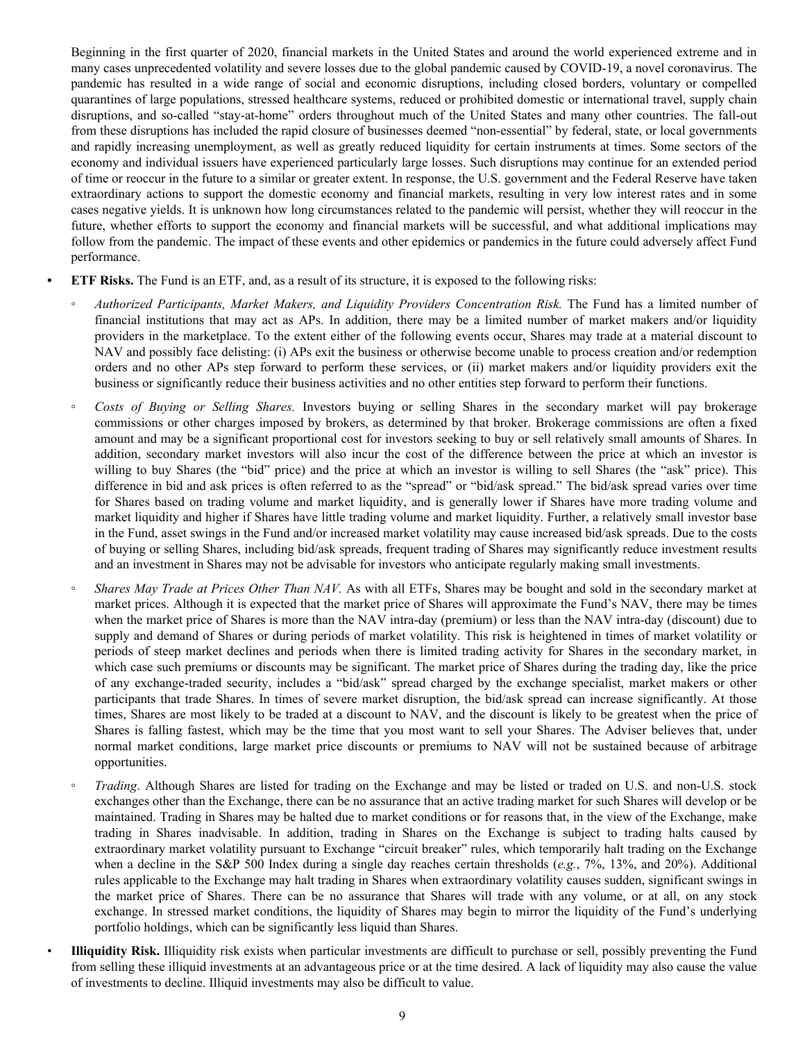Beginning in the first quarter of 2020, financial markets in the United States and around the world experienced extreme and in many cases unprecedented volatility and severe losses due to the global pandemic caused by COVID-19, a novel coronavirus. The pandemic has resulted in a wide range of social and economic disruptions, including closed borders, voluntary or compelled quarantines of large populations, stressed healthcare systems, reduced or prohibited domestic or international travel, supply chain disruptions, and so-called "stay-at-home" orders throughout much of the United States and many other countries. The fall-out from these disruptions has included the rapid closure of businesses deemed "non-essential" by federal, state, or local governments and rapidly increasing unemployment, as well as greatly reduced liquidity for certain instruments at times. Some sectors of the economy and individual issuers have experienced particularly large losses. Such disruptions may continue for an extended period of time or reoccur in the future to a similar or greater extent. In response, the U.S. government and the Federal Reserve have taken extraordinary actions to support the domestic economy and financial markets, resulting in very low interest rates and in some cases negative yields. It is unknown how long circumstances related to the pandemic will persist, whether they will reoccur in the future, whether efforts to support the economy and financial markets will be successful, and what additional implications may follow from the pandemic. The impact of these events and other epidemics or pandemics in the future could adversely affect Fund performance.

- **ETF Risks.** The Fund is an ETF, and, as a result of its structure, it is exposed to the following risks:
  - *Authorized Participants, Market Makers, and Liquidity Providers Concentration Risk.* The Fund has a limited number of financial institutions that may act as APs. In addition, there may be a limited number of market makers and/or liquidity providers in the marketplace. To the extent either of the following events occur, Shares may trade at a material discount to NAV and possibly face delisting: (i) APs exit the business or otherwise become unable to process creation and/or redemption orders and no other APs step forward to perform these services, or (ii) market makers and/or liquidity providers exit the business or significantly reduce their business activities and no other entities step forward to perform their functions.
  - *Costs of Buying or Selling Shares.* Investors buying or selling Shares in the secondary market will pay brokerage commissions or other charges imposed by brokers, as determined by that broker. Brokerage commissions are often a fixed amount and may be a significant proportional cost for investors seeking to buy or sell relatively small amounts of Shares. In addition, secondary market investors will also incur the cost of the difference between the price at which an investor is willing to buy Shares (the "bid" price) and the price at which an investor is willing to sell Shares (the "ask" price). This difference in bid and ask prices is often referred to as the "spread" or "bid/ask spread." The bid/ask spread varies over time for Shares based on trading volume and market liquidity, and is generally lower if Shares have more trading volume and market liquidity and higher if Shares have little trading volume and market liquidity. Further, a relatively small investor base in the Fund, asset swings in the Fund and/or increased market volatility may cause increased bid/ask spreads. Due to the costs of buying or selling Shares, including bid/ask spreads, frequent trading of Shares may significantly reduce investment results and an investment in Shares may not be advisable for investors who anticipate regularly making small investments.
  - *Shares May Trade at Prices Other Than NAV.* As with all ETFs, Shares may be bought and sold in the secondary market at market prices. Although it is expected that the market price of Shares will approximate the Fund's NAV, there may be times when the market price of Shares is more than the NAV intra-day (premium) or less than the NAV intra-day (discount) due to supply and demand of Shares or during periods of market volatility. This risk is heightened in times of market volatility or periods of steep market declines and periods when there is limited trading activity for Shares in the secondary market, in which case such premiums or discounts may be significant. The market price of Shares during the trading day, like the price of any exchange-traded security, includes a "bid/ask" spread charged by the exchange specialist, market makers or other participants that trade Shares. In times of severe market disruption, the bid/ask spread can increase significantly. At those times, Shares are most likely to be traded at a discount to NAV, and the discount is likely to be greatest when the price of Shares is falling fastest, which may be the time that you most want to sell your Shares. The Adviser believes that, under normal market conditions, large market price discounts or premiums to NAV will not be sustained because of arbitrage opportunities.
  - *Trading*. Although Shares are listed for trading on the Exchange and may be listed or traded on U.S. and non-U.S. stock exchanges other than the Exchange, there can be no assurance that an active trading market for such Shares will develop or be maintained. Trading in Shares may be halted due to market conditions or for reasons that, in the view of the Exchange, make trading in Shares inadvisable. In addition, trading in Shares on the Exchange is subject to trading halts caused by extraordinary market volatility pursuant to Exchange "circuit breaker" rules, which temporarily halt trading on the Exchange when a decline in the S&P 500 Index during a single day reaches certain thresholds (*e.g.*, 7%, 13%, and 20%). Additional rules applicable to the Exchange may halt trading in Shares when extraordinary volatility causes sudden, significant swings in the market price of Shares. There can be no assurance that Shares will trade with any volume, or at all, on any stock exchange. In stressed market conditions, the liquidity of Shares may begin to mirror the liquidity of the Fund's underlying portfolio holdings, which can be significantly less liquid than Shares.
- **Illiquidity Risk.** Illiquidity risk exists when particular investments are difficult to purchase or sell, possibly preventing the Fund from selling these illiquid investments at an advantageous price or at the time desired. A lack of liquidity may also cause the value of investments to decline. Illiquid investments may also be difficult to value.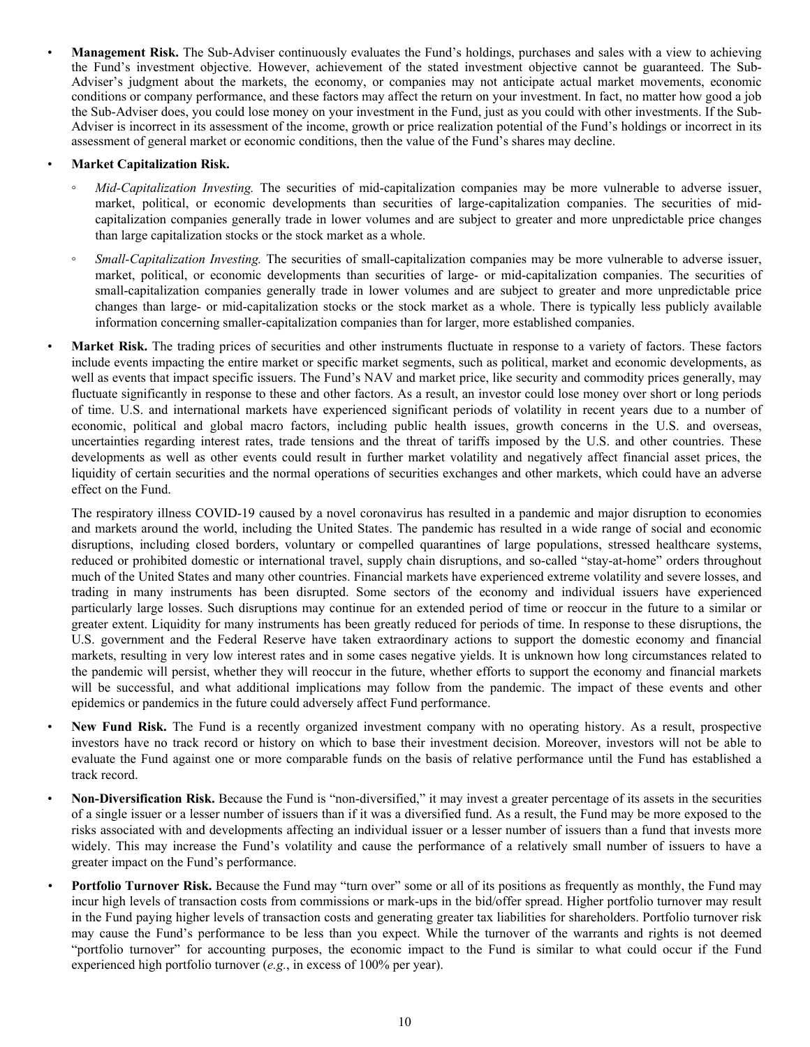- **Management Risk.** The Sub-Adviser continuously evaluates the Fund's holdings, purchases and sales with a view to achieving the Fund's investment objective. However, achievement of the stated investment objective cannot be guaranteed. The Sub-Adviser's judgment about the markets, the economy, or companies may not anticipate actual market movements, economic conditions or company performance, and these factors may affect the return on your investment. In fact, no matter how good a job the Sub-Adviser does, you could lose money on your investment in the Fund, just as you could with other investments. If the Sub-Adviser is incorrect in its assessment of the income, growth or price realization potential of the Fund's holdings or incorrect in its assessment of general market or economic conditions, then the value of the Fund's shares may decline.

- **Market Capitalization Risk.**
  - *Mid-Capitalization Investing.* The securities of mid-capitalization companies may be more vulnerable to adverse issuer, market, political, or economic developments than securities of large-capitalization companies. The securities of mid-capitalization companies generally trade in lower volumes and are subject to greater and more unpredictable price changes than large capitalization stocks or the stock market as a whole.
  - *Small-Capitalization Investing.* The securities of small-capitalization companies may be more vulnerable to adverse issuer, market, political, or economic developments than securities of large- or mid-capitalization companies. The securities of small-capitalization companies generally trade in lower volumes and are subject to greater and more unpredictable price changes than large- or mid-capitalization stocks or the stock market as a whole. There is typically less publicly available information concerning smaller-capitalization companies than for larger, more established companies.

- **Market Risk.** The trading prices of securities and other instruments fluctuate in response to a variety of factors. These factors include events impacting the entire market or specific market segments, such as political, market and economic developments, as well as events that impact specific issuers. The Fund's NAV and market price, like security and commodity prices generally, may fluctuate significantly in response to these and other factors. As a result, an investor could lose money over short or long periods of time. U.S. and international markets have experienced significant periods of volatility in recent years due to a number of economic, political and global macro factors, including public health issues, growth concerns in the U.S. and overseas, uncertainties regarding interest rates, trade tensions and the threat of tariffs imposed by the U.S. and other countries. These developments as well as other events could result in further market volatility and negatively affect financial asset prices, the liquidity of certain securities and the normal operations of securities exchanges and other markets, which could have an adverse effect on the Fund.

  The respiratory illness COVID-19 caused by a novel coronavirus has resulted in a pandemic and major disruption to economies and markets around the world, including the United States. The pandemic has resulted in a wide range of social and economic disruptions, including closed borders, voluntary or compelled quarantines of large populations, stressed healthcare systems, reduced or prohibited domestic or international travel, supply chain disruptions, and so-called "stay-at-home" orders throughout much of the United States and many other countries. Financial markets have experienced extreme volatility and severe losses, and trading in many instruments has been disrupted. Some sectors of the economy and individual issuers have experienced particularly large losses. Such disruptions may continue for an extended period of time or reoccur in the future to a similar or greater extent. Liquidity for many instruments has been greatly reduced for periods of time. In response to these disruptions, the U.S. government and the Federal Reserve have taken extraordinary actions to support the domestic economy and financial markets, resulting in very low interest rates and in some cases negative yields. It is unknown how long circumstances related to the pandemic will persist, whether they will reoccur in the future, whether efforts to support the economy and financial markets will be successful, and what additional implications may follow from the pandemic. The impact of these events and other epidemics or pandemics in the future could adversely affect Fund performance.

- **New Fund Risk.** The Fund is a recently organized investment company with no operating history. As a result, prospective investors have no track record or history on which to base their investment decision. Moreover, investors will not be able to evaluate the Fund against one or more comparable funds on the basis of relative performance until the Fund has established a track record.

- **Non-Diversification Risk.** Because the Fund is "non-diversified," it may invest a greater percentage of its assets in the securities of a single issuer or a lesser number of issuers than if it was a diversified fund. As a result, the Fund may be more exposed to the risks associated with and developments affecting an individual issuer or a lesser number of issuers than a fund that invests more widely. This may increase the Fund's volatility and cause the performance of a relatively small number of issuers to have a greater impact on the Fund's performance.

- **Portfolio Turnover Risk.** Because the Fund may "turn over" some or all of its positions as frequently as monthly, the Fund may incur high levels of transaction costs from commissions or mark-ups in the bid/offer spread. Higher portfolio turnover may result in the Fund paying higher levels of transaction costs and generating greater tax liabilities for shareholders. Portfolio turnover risk may cause the Fund's performance to be less than you expect. While the turnover of the warrants and rights is not deemed "portfolio turnover" for accounting purposes, the economic impact to the Fund is similar to what could occur if the Fund experienced high portfolio turnover (*e.g.*, in excess of 100% per year).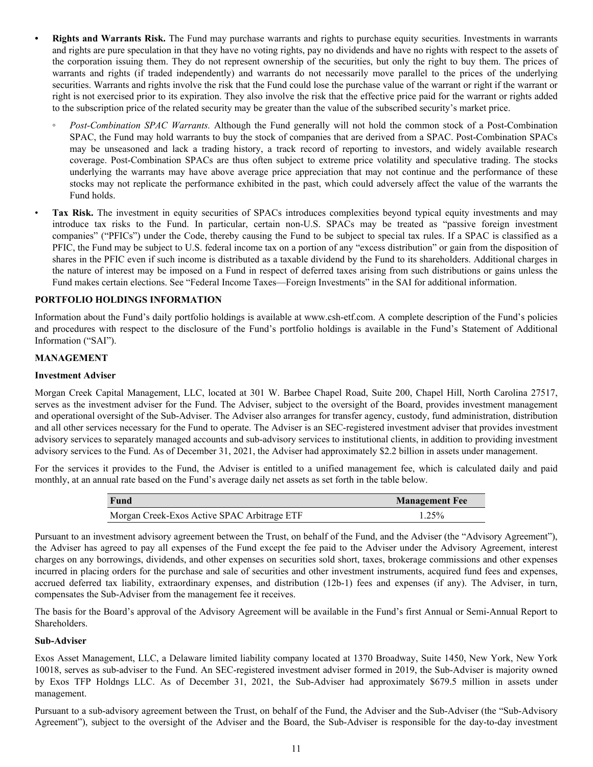- **Rights and Warrants Risk.** The Fund may purchase warrants and rights to purchase equity securities. Investments in warrants and rights are pure speculation in that they have no voting rights, pay no dividends and have no rights with respect to the assets of the corporation issuing them. They do not represent ownership of the securities, but only the right to buy them. The prices of warrants and rights (if traded independently) and warrants do not necessarily move parallel to the prices of the underlying securities. Warrants and rights involve the risk that the Fund could lose the purchase value of the warrant or right if the warrant or right is not exercised prior to its expiration. They also involve the risk that the effective price paid for the warrant or rights added to the subscription price of the related security may be greater than the value of the subscribed security's market price.
  - *Post-Combination SPAC Warrants.* Although the Fund generally will not hold the common stock of a Post-Combination SPAC, the Fund may hold warrants to buy the stock of companies that are derived from a SPAC. Post-Combination SPACs may be unseasoned and lack a trading history, a track record of reporting to investors, and widely available research coverage. Post-Combination SPACs are thus often subject to extreme price volatility and speculative trading. The stocks underlying the warrants may have above average price appreciation that may not continue and the performance of these stocks may not replicate the performance exhibited in the past, which could adversely affect the value of the warrants the Fund holds.
- **Tax Risk.** The investment in equity securities of SPACs introduces complexities beyond typical equity investments and may introduce tax risks to the Fund. In particular, certain non-U.S. SPACs may be treated as "passive foreign investment companies" ("PFICs") under the Code, thereby causing the Fund to be subject to special tax rules. If a SPAC is classified as a PFIC, the Fund may be subject to U.S. federal income tax on a portion of any "excess distribution" or gain from the disposition of shares in the PFIC even if such income is distributed as a taxable dividend by the Fund to its shareholders. Additional charges in the nature of interest may be imposed on a Fund in respect of deferred taxes arising from such distributions or gains unless the Fund makes certain elections. See "Federal Income Taxes—Foreign Investments" in the SAI for additional information.

## PORTFOLIO HOLDINGS INFORMATION

Information about the Fund's daily portfolio holdings is available at www.csh-etf.com. A complete description of the Fund's policies and procedures with respect to the disclosure of the Fund's portfolio holdings is available in the Fund's Statement of Additional Information ("SAI").

## MANAGEMENT

### Investment Adviser

Morgan Creek Capital Management, LLC, located at 301 W. Barbee Chapel Road, Suite 200, Chapel Hill, North Carolina 27517, serves as the investment adviser for the Fund. The Adviser, subject to the oversight of the Board, provides investment management and operational oversight of the Sub-Adviser. The Adviser also arranges for transfer agency, custody, fund administration, distribution and all other services necessary for the Fund to operate. The Adviser is an SEC-registered investment adviser that provides investment advisory services to separately managed accounts and sub-advisory services to institutional clients, in addition to providing investment advisory services to the Fund. As of December 31, 2021, the Adviser had approximately $2.2 billion in assets under management.

For the services it provides to the Fund, the Adviser is entitled to a unified management fee, which is calculated daily and paid monthly, at an annual rate based on the Fund's average daily net assets as set forth in the table below.

| Fund | Management Fee |
|---|---|
| Morgan Creek-Exos Active SPAC Arbitrage ETF | 1.25% |

Pursuant to an investment advisory agreement between the Trust, on behalf of the Fund, and the Adviser (the "Advisory Agreement"), the Adviser has agreed to pay all expenses of the Fund except the fee paid to the Adviser under the Advisory Agreement, interest charges on any borrowings, dividends, and other expenses on securities sold short, taxes, brokerage commissions and other expenses incurred in placing orders for the purchase and sale of securities and other investment instruments, acquired fund fees and expenses, accrued deferred tax liability, extraordinary expenses, and distribution (12b-1) fees and expenses (if any). The Adviser, in turn, compensates the Sub-Adviser from the management fee it receives.

The basis for the Board's approval of the Advisory Agreement will be available in the Fund's first Annual or Semi-Annual Report to Shareholders.

### Sub-Adviser

Exos Asset Management, LLC, a Delaware limited liability company located at 1370 Broadway, Suite 1450, New York, New York 10018, serves as sub-adviser to the Fund. An SEC-registered investment adviser formed in 2019, the Sub-Adviser is majority owned by Exos TFP Holdngs LLC. As of December 31, 2021, the Sub-Adviser had approximately $679.5 million in assets under management.

Pursuant to a sub-advisory agreement between the Trust, on behalf of the Fund, the Adviser and the Sub-Adviser (the "Sub-Advisory Agreement"), subject to the oversight of the Adviser and the Board, the Sub-Adviser is responsible for the day-to-day investment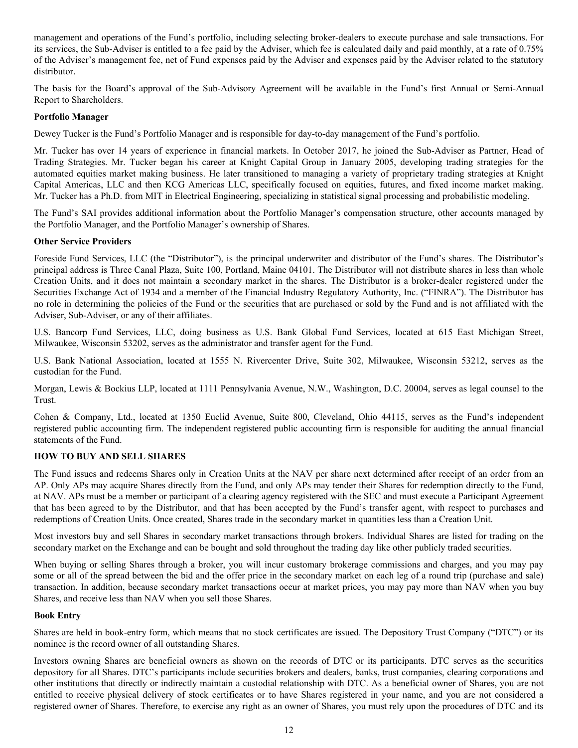management and operations of the Fund's portfolio, including selecting broker-dealers to execute purchase and sale transactions. For its services, the Sub-Adviser is entitled to a fee paid by the Adviser, which fee is calculated daily and paid monthly, at a rate of 0.75% of the Adviser's management fee, net of Fund expenses paid by the Adviser and expenses paid by the Adviser related to the statutory distributor.

The basis for the Board's approval of the Sub-Advisory Agreement will be available in the Fund's first Annual or Semi-Annual Report to Shareholders.

**Portfolio Manager**

Dewey Tucker is the Fund's Portfolio Manager and is responsible for day-to-day management of the Fund's portfolio.

Mr. Tucker has over 14 years of experience in financial markets. In October 2017, he joined the Sub-Adviser as Partner, Head of Trading Strategies. Mr. Tucker began his career at Knight Capital Group in January 2005, developing trading strategies for the automated equities market making business. He later transitioned to managing a variety of proprietary trading strategies at Knight Capital Americas, LLC and then KCG Americas LLC, specifically focused on equities, futures, and fixed income market making. Mr. Tucker has a Ph.D. from MIT in Electrical Engineering, specializing in statistical signal processing and probabilistic modeling.

The Fund's SAI provides additional information about the Portfolio Manager's compensation structure, other accounts managed by the Portfolio Manager, and the Portfolio Manager's ownership of Shares.

**Other Service Providers**

Foreside Fund Services, LLC (the "Distributor"), is the principal underwriter and distributor of the Fund's shares. The Distributor's principal address is Three Canal Plaza, Suite 100, Portland, Maine 04101. The Distributor will not distribute shares in less than whole Creation Units, and it does not maintain a secondary market in the shares. The Distributor is a broker-dealer registered under the Securities Exchange Act of 1934 and a member of the Financial Industry Regulatory Authority, Inc. ("FINRA"). The Distributor has no role in determining the policies of the Fund or the securities that are purchased or sold by the Fund and is not affiliated with the Adviser, Sub-Adviser, or any of their affiliates.

U.S. Bancorp Fund Services, LLC, doing business as U.S. Bank Global Fund Services, located at 615 East Michigan Street, Milwaukee, Wisconsin 53202, serves as the administrator and transfer agent for the Fund.

U.S. Bank National Association, located at 1555 N. Rivercenter Drive, Suite 302, Milwaukee, Wisconsin 53212, serves as the custodian for the Fund.

Morgan, Lewis & Bockius LLP, located at 1111 Pennsylvania Avenue, N.W., Washington, D.C. 20004, serves as legal counsel to the Trust.

Cohen & Company, Ltd., located at 1350 Euclid Avenue, Suite 800, Cleveland, Ohio 44115, serves as the Fund's independent registered public accounting firm. The independent registered public accounting firm is responsible for auditing the annual financial statements of the Fund.

## HOW TO BUY AND SELL SHARES

The Fund issues and redeems Shares only in Creation Units at the NAV per share next determined after receipt of an order from an AP. Only APs may acquire Shares directly from the Fund, and only APs may tender their Shares for redemption directly to the Fund, at NAV. APs must be a member or participant of a clearing agency registered with the SEC and must execute a Participant Agreement that has been agreed to by the Distributor, and that has been accepted by the Fund's transfer agent, with respect to purchases and redemptions of Creation Units. Once created, Shares trade in the secondary market in quantities less than a Creation Unit.

Most investors buy and sell Shares in secondary market transactions through brokers. Individual Shares are listed for trading on the secondary market on the Exchange and can be bought and sold throughout the trading day like other publicly traded securities.

When buying or selling Shares through a broker, you will incur customary brokerage commissions and charges, and you may pay some or all of the spread between the bid and the offer price in the secondary market on each leg of a round trip (purchase and sale) transaction. In addition, because secondary market transactions occur at market prices, you may pay more than NAV when you buy Shares, and receive less than NAV when you sell those Shares.

**Book Entry**

Shares are held in book-entry form, which means that no stock certificates are issued. The Depository Trust Company ("DTC") or its nominee is the record owner of all outstanding Shares.

Investors owning Shares are beneficial owners as shown on the records of DTC or its participants. DTC serves as the securities depository for all Shares. DTC's participants include securities brokers and dealers, banks, trust companies, clearing corporations and other institutions that directly or indirectly maintain a custodial relationship with DTC. As a beneficial owner of Shares, you are not entitled to receive physical delivery of stock certificates or to have Shares registered in your name, and you are not considered a registered owner of Shares. Therefore, to exercise any right as an owner of Shares, you must rely upon the procedures of DTC and its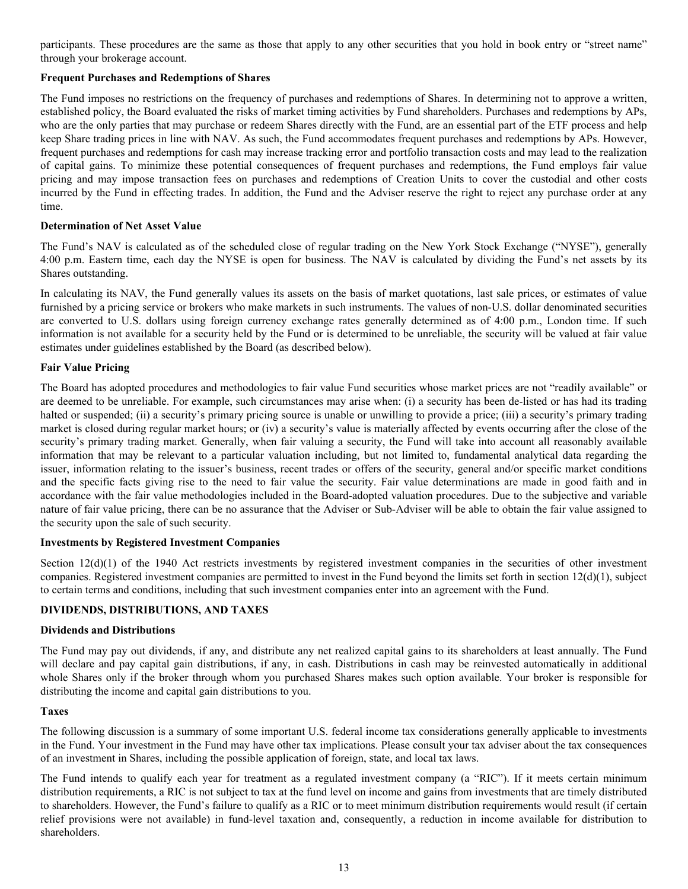participants. These procedures are the same as those that apply to any other securities that you hold in book entry or "street name" through your brokerage account.

**Frequent Purchases and Redemptions of Shares**

The Fund imposes no restrictions on the frequency of purchases and redemptions of Shares. In determining not to approve a written, established policy, the Board evaluated the risks of market timing activities by Fund shareholders. Purchases and redemptions by APs, who are the only parties that may purchase or redeem Shares directly with the Fund, are an essential part of the ETF process and help keep Share trading prices in line with NAV. As such, the Fund accommodates frequent purchases and redemptions by APs. However, frequent purchases and redemptions for cash may increase tracking error and portfolio transaction costs and may lead to the realization of capital gains. To minimize these potential consequences of frequent purchases and redemptions, the Fund employs fair value pricing and may impose transaction fees on purchases and redemptions of Creation Units to cover the custodial and other costs incurred by the Fund in effecting trades. In addition, the Fund and the Adviser reserve the right to reject any purchase order at any time.

**Determination of Net Asset Value**

The Fund's NAV is calculated as of the scheduled close of regular trading on the New York Stock Exchange ("NYSE"), generally 4:00 p.m. Eastern time, each day the NYSE is open for business. The NAV is calculated by dividing the Fund's net assets by its Shares outstanding.

In calculating its NAV, the Fund generally values its assets on the basis of market quotations, last sale prices, or estimates of value furnished by a pricing service or brokers who make markets in such instruments. The values of non-U.S. dollar denominated securities are converted to U.S. dollars using foreign currency exchange rates generally determined as of 4:00 p.m., London time. If such information is not available for a security held by the Fund or is determined to be unreliable, the security will be valued at fair value estimates under guidelines established by the Board (as described below).

**Fair Value Pricing**

The Board has adopted procedures and methodologies to fair value Fund securities whose market prices are not "readily available" or are deemed to be unreliable. For example, such circumstances may arise when: (i) a security has been de-listed or has had its trading halted or suspended; (ii) a security's primary pricing source is unable or unwilling to provide a price; (iii) a security's primary trading market is closed during regular market hours; or (iv) a security's value is materially affected by events occurring after the close of the security's primary trading market. Generally, when fair valuing a security, the Fund will take into account all reasonably available information that may be relevant to a particular valuation including, but not limited to, fundamental analytical data regarding the issuer, information relating to the issuer's business, recent trades or offers of the security, general and/or specific market conditions and the specific facts giving rise to the need to fair value the security. Fair value determinations are made in good faith and in accordance with the fair value methodologies included in the Board-adopted valuation procedures. Due to the subjective and variable nature of fair value pricing, there can be no assurance that the Adviser or Sub-Adviser will be able to obtain the fair value assigned to the security upon the sale of such security.

**Investments by Registered Investment Companies**

Section 12(d)(1) of the 1940 Act restricts investments by registered investment companies in the securities of other investment companies. Registered investment companies are permitted to invest in the Fund beyond the limits set forth in section 12(d)(1), subject to certain terms and conditions, including that such investment companies enter into an agreement with the Fund.

## DIVIDENDS, DISTRIBUTIONS, AND TAXES

**Dividends and Distributions**

The Fund may pay out dividends, if any, and distribute any net realized capital gains to its shareholders at least annually. The Fund will declare and pay capital gain distributions, if any, in cash. Distributions in cash may be reinvested automatically in additional whole Shares only if the broker through whom you purchased Shares makes such option available. Your broker is responsible for distributing the income and capital gain distributions to you.

**Taxes**

The following discussion is a summary of some important U.S. federal income tax considerations generally applicable to investments in the Fund. Your investment in the Fund may have other tax implications. Please consult your tax adviser about the tax consequences of an investment in Shares, including the possible application of foreign, state, and local tax laws.

The Fund intends to qualify each year for treatment as a regulated investment company (a "RIC"). If it meets certain minimum distribution requirements, a RIC is not subject to tax at the fund level on income and gains from investments that are timely distributed to shareholders. However, the Fund's failure to qualify as a RIC or to meet minimum distribution requirements would result (if certain relief provisions were not available) in fund-level taxation and, consequently, a reduction in income available for distribution to shareholders.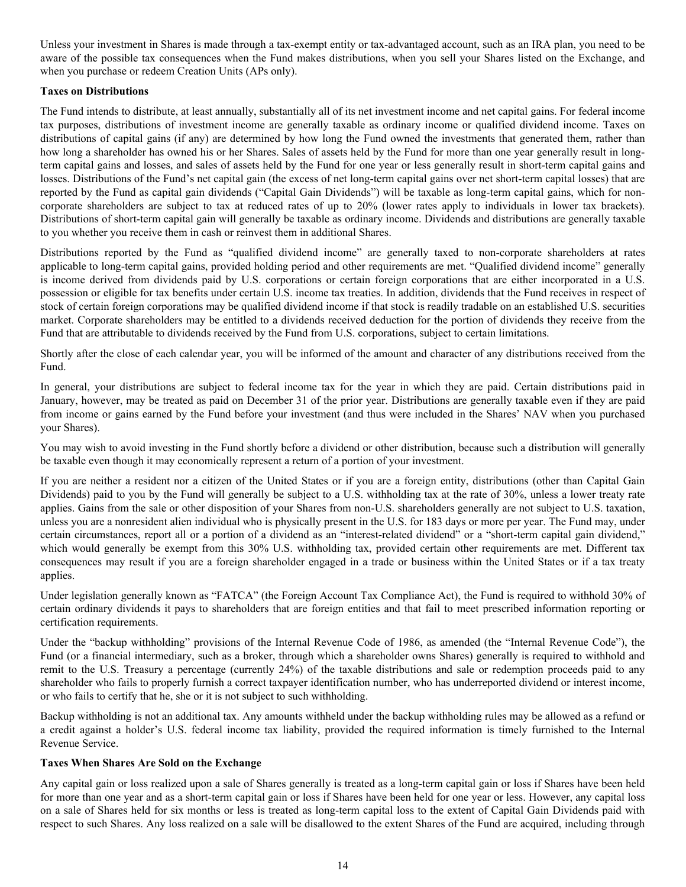Unless your investment in Shares is made through a tax-exempt entity or tax-advantaged account, such as an IRA plan, you need to be aware of the possible tax consequences when the Fund makes distributions, when you sell your Shares listed on the Exchange, and when you purchase or redeem Creation Units (APs only).

**Taxes on Distributions**

The Fund intends to distribute, at least annually, substantially all of its net investment income and net capital gains. For federal income tax purposes, distributions of investment income are generally taxable as ordinary income or qualified dividend income. Taxes on distributions of capital gains (if any) are determined by how long the Fund owned the investments that generated them, rather than how long a shareholder has owned his or her Shares. Sales of assets held by the Fund for more than one year generally result in long-term capital gains and losses, and sales of assets held by the Fund for one year or less generally result in short-term capital gains and losses. Distributions of the Fund's net capital gain (the excess of net long-term capital gains over net short-term capital losses) that are reported by the Fund as capital gain dividends ("Capital Gain Dividends") will be taxable as long-term capital gains, which for non-corporate shareholders are subject to tax at reduced rates of up to 20% (lower rates apply to individuals in lower tax brackets). Distributions of short-term capital gain will generally be taxable as ordinary income. Dividends and distributions are generally taxable to you whether you receive them in cash or reinvest them in additional Shares.

Distributions reported by the Fund as "qualified dividend income" are generally taxed to non-corporate shareholders at rates applicable to long-term capital gains, provided holding period and other requirements are met. "Qualified dividend income" generally is income derived from dividends paid by U.S. corporations or certain foreign corporations that are either incorporated in a U.S. possession or eligible for tax benefits under certain U.S. income tax treaties. In addition, dividends that the Fund receives in respect of stock of certain foreign corporations may be qualified dividend income if that stock is readily tradable on an established U.S. securities market. Corporate shareholders may be entitled to a dividends received deduction for the portion of dividends they receive from the Fund that are attributable to dividends received by the Fund from U.S. corporations, subject to certain limitations.

Shortly after the close of each calendar year, you will be informed of the amount and character of any distributions received from the Fund.

In general, your distributions are subject to federal income tax for the year in which they are paid. Certain distributions paid in January, however, may be treated as paid on December 31 of the prior year. Distributions are generally taxable even if they are paid from income or gains earned by the Fund before your investment (and thus were included in the Shares' NAV when you purchased your Shares).

You may wish to avoid investing in the Fund shortly before a dividend or other distribution, because such a distribution will generally be taxable even though it may economically represent a return of a portion of your investment.

If you are neither a resident nor a citizen of the United States or if you are a foreign entity, distributions (other than Capital Gain Dividends) paid to you by the Fund will generally be subject to a U.S. withholding tax at the rate of 30%, unless a lower treaty rate applies. Gains from the sale or other disposition of your Shares from non-U.S. shareholders generally are not subject to U.S. taxation, unless you are a nonresident alien individual who is physically present in the U.S. for 183 days or more per year. The Fund may, under certain circumstances, report all or a portion of a dividend as an "interest-related dividend" or a "short-term capital gain dividend," which would generally be exempt from this 30% U.S. withholding tax, provided certain other requirements are met. Different tax consequences may result if you are a foreign shareholder engaged in a trade or business within the United States or if a tax treaty applies.

Under legislation generally known as "FATCA" (the Foreign Account Tax Compliance Act), the Fund is required to withhold 30% of certain ordinary dividends it pays to shareholders that are foreign entities and that fail to meet prescribed information reporting or certification requirements.

Under the "backup withholding" provisions of the Internal Revenue Code of 1986, as amended (the "Internal Revenue Code"), the Fund (or a financial intermediary, such as a broker, through which a shareholder owns Shares) generally is required to withhold and remit to the U.S. Treasury a percentage (currently 24%) of the taxable distributions and sale or redemption proceeds paid to any shareholder who fails to properly furnish a correct taxpayer identification number, who has underreported dividend or interest income, or who fails to certify that he, she or it is not subject to such withholding.

Backup withholding is not an additional tax. Any amounts withheld under the backup withholding rules may be allowed as a refund or a credit against a holder's U.S. federal income tax liability, provided the required information is timely furnished to the Internal Revenue Service.

**Taxes When Shares Are Sold on the Exchange**

Any capital gain or loss realized upon a sale of Shares generally is treated as a long-term capital gain or loss if Shares have been held for more than one year and as a short-term capital gain or loss if Shares have been held for one year or less. However, any capital loss on a sale of Shares held for six months or less is treated as long-term capital loss to the extent of Capital Gain Dividends paid with respect to such Shares. Any loss realized on a sale will be disallowed to the extent Shares of the Fund are acquired, including through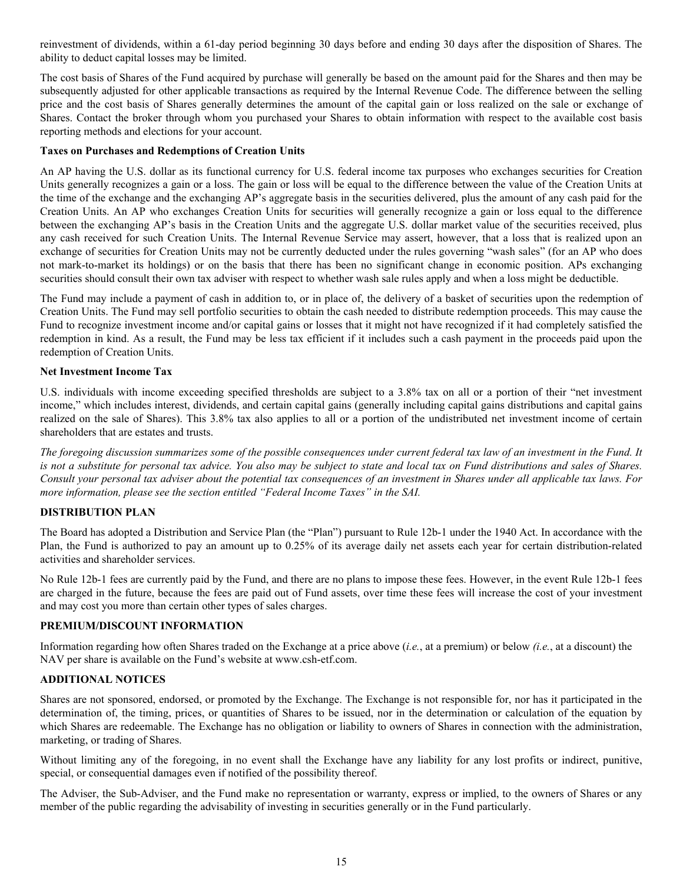reinvestment of dividends, within a 61-day period beginning 30 days before and ending 30 days after the disposition of Shares. The ability to deduct capital losses may be limited.

The cost basis of Shares of the Fund acquired by purchase will generally be based on the amount paid for the Shares and then may be subsequently adjusted for other applicable transactions as required by the Internal Revenue Code. The difference between the selling price and the cost basis of Shares generally determines the amount of the capital gain or loss realized on the sale or exchange of Shares. Contact the broker through whom you purchased your Shares to obtain information with respect to the available cost basis reporting methods and elections for your account.

**Taxes on Purchases and Redemptions of Creation Units**

An AP having the U.S. dollar as its functional currency for U.S. federal income tax purposes who exchanges securities for Creation Units generally recognizes a gain or a loss. The gain or loss will be equal to the difference between the value of the Creation Units at the time of the exchange and the exchanging AP's aggregate basis in the securities delivered, plus the amount of any cash paid for the Creation Units. An AP who exchanges Creation Units for securities will generally recognize a gain or loss equal to the difference between the exchanging AP's basis in the Creation Units and the aggregate U.S. dollar market value of the securities received, plus any cash received for such Creation Units. The Internal Revenue Service may assert, however, that a loss that is realized upon an exchange of securities for Creation Units may not be currently deducted under the rules governing "wash sales" (for an AP who does not mark-to-market its holdings) or on the basis that there has been no significant change in economic position. APs exchanging securities should consult their own tax adviser with respect to whether wash sale rules apply and when a loss might be deductible.

The Fund may include a payment of cash in addition to, or in place of, the delivery of a basket of securities upon the redemption of Creation Units. The Fund may sell portfolio securities to obtain the cash needed to distribute redemption proceeds. This may cause the Fund to recognize investment income and/or capital gains or losses that it might not have recognized if it had completely satisfied the redemption in kind. As a result, the Fund may be less tax efficient if it includes such a cash payment in the proceeds paid upon the redemption of Creation Units.

**Net Investment Income Tax**

U.S. individuals with income exceeding specified thresholds are subject to a 3.8% tax on all or a portion of their "net investment income," which includes interest, dividends, and certain capital gains (generally including capital gains distributions and capital gains realized on the sale of Shares). This 3.8% tax also applies to all or a portion of the undistributed net investment income of certain shareholders that are estates and trusts.

*The foregoing discussion summarizes some of the possible consequences under current federal tax law of an investment in the Fund. It is not a substitute for personal tax advice. You also may be subject to state and local tax on Fund distributions and sales of Shares. Consult your personal tax adviser about the potential tax consequences of an investment in Shares under all applicable tax laws. For more information, please see the section entitled "Federal Income Taxes" in the SAI.*

## DISTRIBUTION PLAN

The Board has adopted a Distribution and Service Plan (the "Plan") pursuant to Rule 12b-1 under the 1940 Act. In accordance with the Plan, the Fund is authorized to pay an amount up to 0.25% of its average daily net assets each year for certain distribution-related activities and shareholder services.

No Rule 12b-1 fees are currently paid by the Fund, and there are no plans to impose these fees. However, in the event Rule 12b-1 fees are charged in the future, because the fees are paid out of Fund assets, over time these fees will increase the cost of your investment and may cost you more than certain other types of sales charges.

## PREMIUM/DISCOUNT INFORMATION

Information regarding how often Shares traded on the Exchange at a price above (*i.e.*, at a premium) or below *(i.e.*, at a discount) the NAV per share is available on the Fund's website at www.csh-etf.com.

## ADDITIONAL NOTICES

Shares are not sponsored, endorsed, or promoted by the Exchange. The Exchange is not responsible for, nor has it participated in the determination of, the timing, prices, or quantities of Shares to be issued, nor in the determination or calculation of the equation by which Shares are redeemable. The Exchange has no obligation or liability to owners of Shares in connection with the administration, marketing, or trading of Shares.

Without limiting any of the foregoing, in no event shall the Exchange have any liability for any lost profits or indirect, punitive, special, or consequential damages even if notified of the possibility thereof.

The Adviser, the Sub-Adviser, and the Fund make no representation or warranty, express or implied, to the owners of Shares or any member of the public regarding the advisability of investing in securities generally or in the Fund particularly.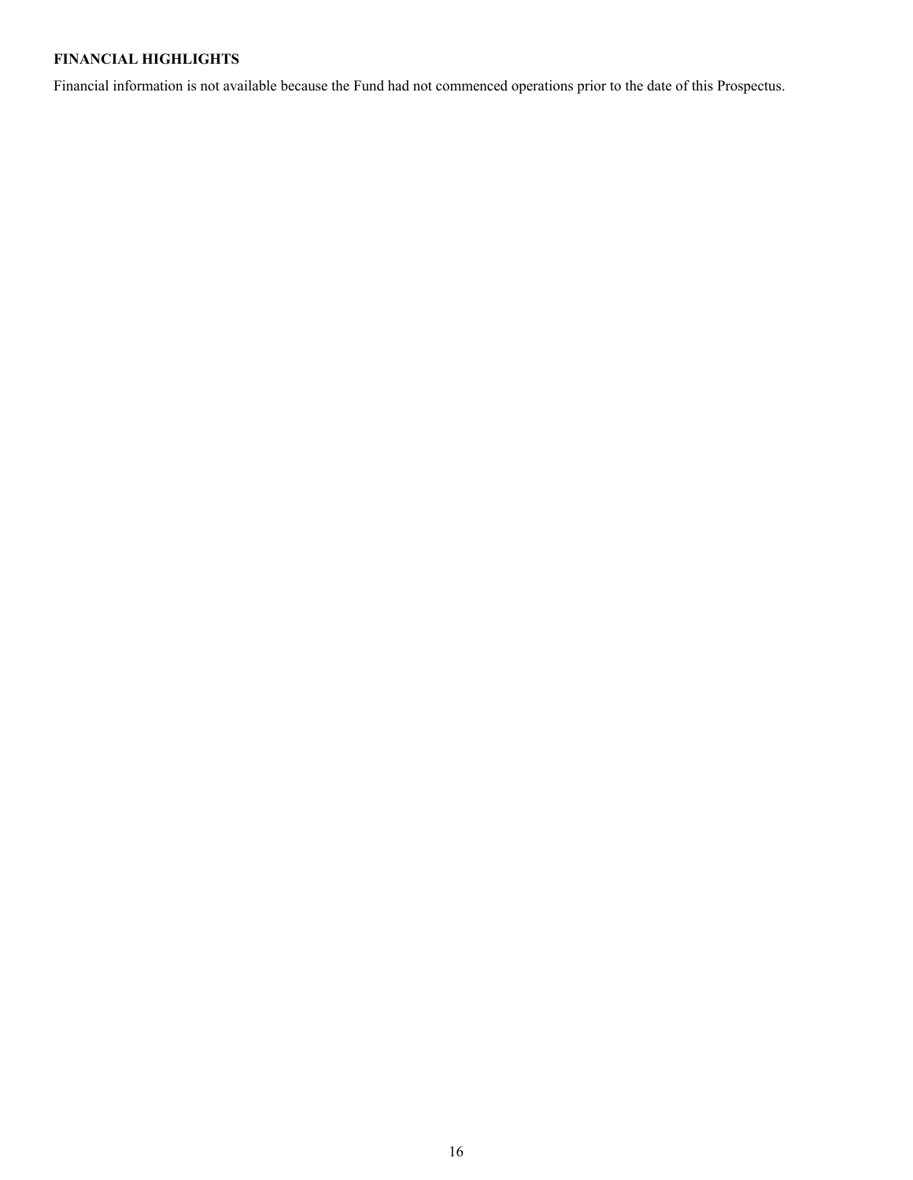## FINANCIAL HIGHLIGHTS

Financial information is not available because the Fund had not commenced operations prior to the date of this Prospectus.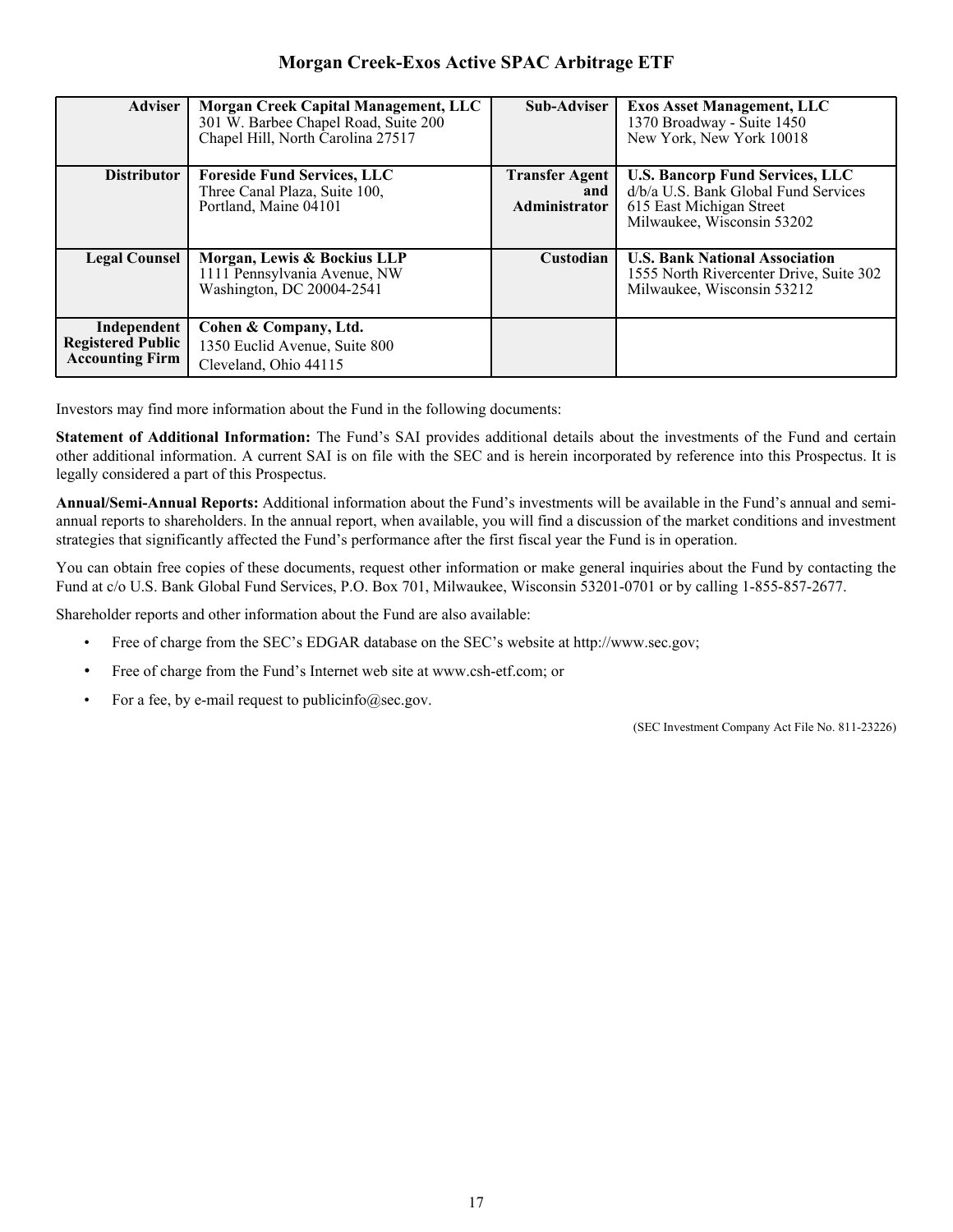# Morgan Creek-Exos Active SPAC Arbitrage ETF

| | | | |
|---|---|---|---|
| **Adviser** | **Morgan Creek Capital Management, LLC**<br>301 W. Barbee Chapel Road, Suite 200<br>Chapel Hill, North Carolina 27517 | **Sub-Adviser** | **Exos Asset Management, LLC**<br>1370 Broadway - Suite 1450<br>New York, New York 10018 |
| **Distributor** | **Foreside Fund Services, LLC**<br>Three Canal Plaza, Suite 100,<br>Portland, Maine 04101 | **Transfer Agent and Administrator** | **U.S. Bancorp Fund Services, LLC**<br>d/b/a U.S. Bank Global Fund Services<br>615 East Michigan Street<br>Milwaukee, Wisconsin 53202 |
| **Legal Counsel** | **Morgan, Lewis & Bockius LLP**<br>1111 Pennsylvania Avenue, NW<br>Washington, DC 20004-2541 | **Custodian** | **U.S. Bank National Association**<br>1555 North Rivercenter Drive, Suite 302<br>Milwaukee, Wisconsin 53212 |
| **Independent Registered Public Accounting Firm** | **Cohen & Company, Ltd.**<br>1350 Euclid Avenue, Suite 800<br>Cleveland, Ohio 44115 | | |

Investors may find more information about the Fund in the following documents:

**Statement of Additional Information:** The Fund's SAI provides additional details about the investments of the Fund and certain other additional information. A current SAI is on file with the SEC and is herein incorporated by reference into this Prospectus. It is legally considered a part of this Prospectus.

**Annual/Semi-Annual Reports:** Additional information about the Fund's investments will be available in the Fund's annual and semi-annual reports to shareholders. In the annual report, when available, you will find a discussion of the market conditions and investment strategies that significantly affected the Fund's performance after the first fiscal year the Fund is in operation.

You can obtain free copies of these documents, request other information or make general inquiries about the Fund by contacting the Fund at c/o U.S. Bank Global Fund Services, P.O. Box 701, Milwaukee, Wisconsin 53201-0701 or by calling 1-855-857-2677.

Shareholder reports and other information about the Fund are also available:

- Free of charge from the SEC's EDGAR database on the SEC's website at http://www.sec.gov;
- Free of charge from the Fund's Internet web site at www.csh-etf.com; or
- For a fee, by e-mail request to publicinfo@sec.gov.

(SEC Investment Company Act File No. 811-23226)